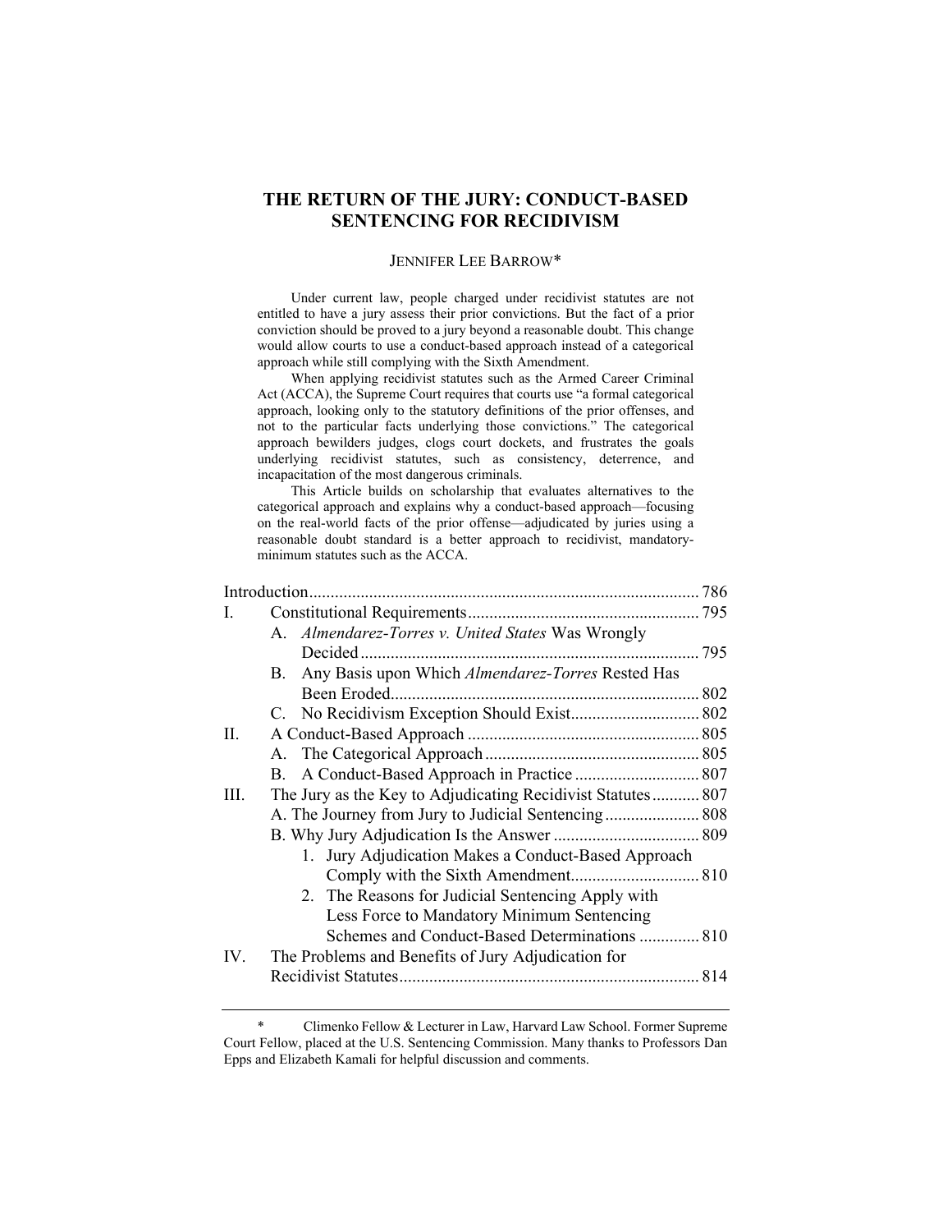# THE RETURN OF THE JURY: CONDUCT-BASED SENTENCING FOR RECIDIVISM

JENNIFER LEE BARROW*

Under current law, people charged under recidivist statutes are not entitled to have a jury assess their prior convictions. But the fact of a prior conviction should be proved to a jury beyond a reasonable doubt. This change would allow courts to use a conduct-based approach instead of a categorical approach while still complying with the Sixth Amendment.

When applying recidivist statutes such as the Armed Career Criminal Act (ACCA), the Supreme Court requires that courts use "a formal categorical approach, looking only to the statutory definitions of the prior offenses, and not to the particular facts underlying those convictions." The categorical approach bewilders judges, clogs court dockets, and frustrates the goals underlying recidivist statutes, such as consistency, deterrence, and incapacitation of the most dangerous criminals.

This Article builds on scholarship that evaluates alternatives to the categorical approach and explains why a conduct-based approach—focusing on the real-world facts of the prior offense—adjudicated by juries using a reasonable doubt standard is a better approach to recidivist, mandatory-minimum statutes such as the ACCA.

| | | |
|---|---|---|
| Introduction | | 786 |
| I. | Constitutional Requirements | 795 |
| | A. *Almendarez-Torres v. United States* Was Wrongly Decided | 795 |
| | B. Any Basis upon Which *Almendarez-Torres* Rested Has Been Eroded | 802 |
| | C. No Recidivism Exception Should Exist | 802 |
| II. | A Conduct-Based Approach | 805 |
| | A. The Categorical Approach | 805 |
| | B. A Conduct-Based Approach in Practice | 807 |
| III. | The Jury as the Key to Adjudicating Recidivist Statutes | 807 |
| | A. The Journey from Jury to Judicial Sentencing | 808 |
| | B. Why Jury Adjudication Is the Answer | 809 |
| | 1. Jury Adjudication Makes a Conduct-Based Approach Comply with the Sixth Amendment | 810 |
| | 2. The Reasons for Judicial Sentencing Apply with Less Force to Mandatory Minimum Sentencing Schemes and Conduct-Based Determinations | 810 |
| IV. | The Problems and Benefits of Jury Adjudication for Recidivist Statutes | 814 |

\* Climenko Fellow & Lecturer in Law, Harvard Law School. Former Supreme Court Fellow, placed at the U.S. Sentencing Commission. Many thanks to Professors Dan Epps and Elizabeth Kamali for helpful discussion and comments.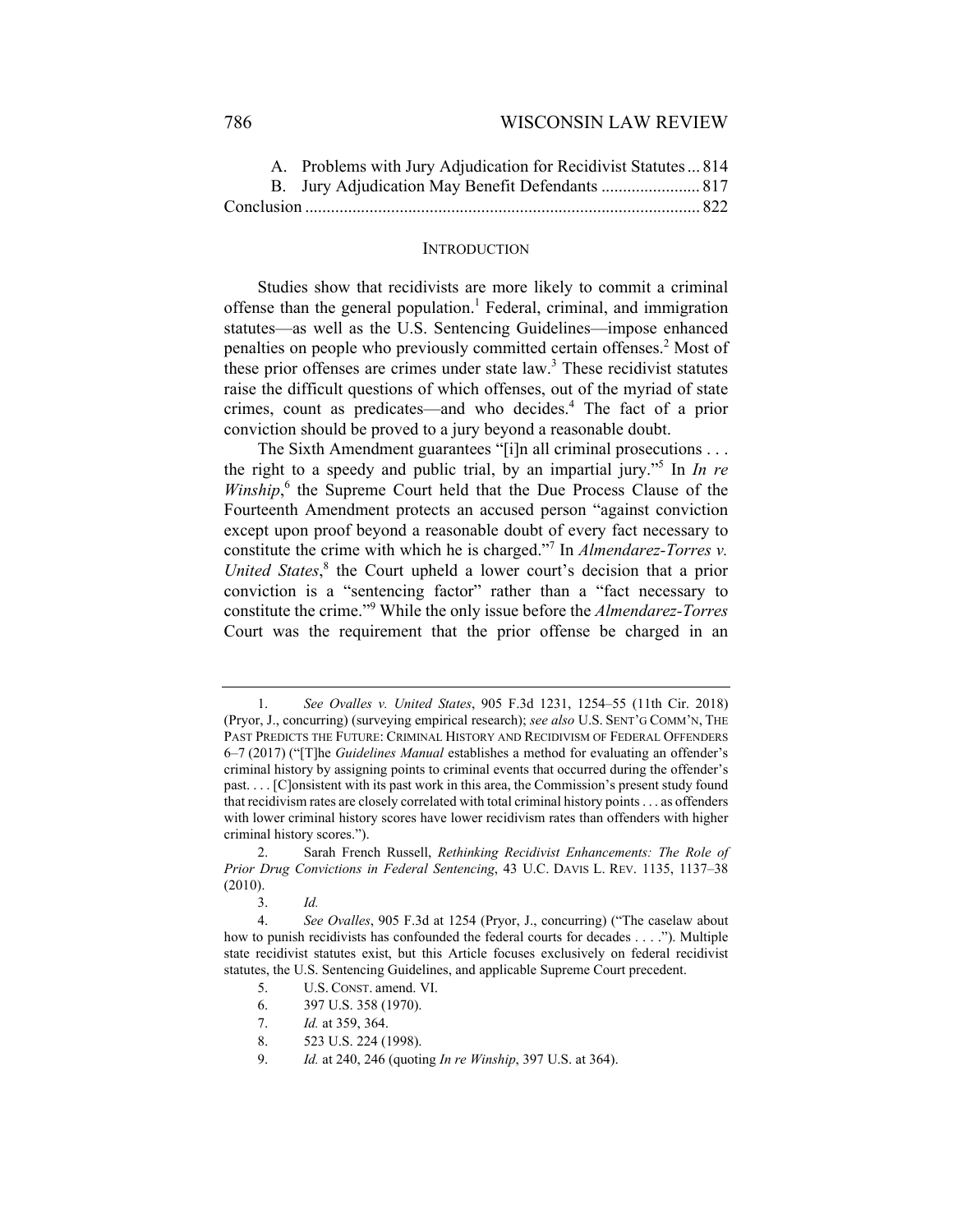A. Problems with Jury Adjudication for Recidivist Statutes ... 814
B. Jury Adjudication May Benefit Defendants ... 817
Conclusion ... 822

## INTRODUCTION

Studies show that recidivists are more likely to commit a criminal offense than the general population.[1] Federal, criminal, and immigration statutes—as well as the U.S. Sentencing Guidelines—impose enhanced penalties on people who previously committed certain offenses.[2] Most of these prior offenses are crimes under state law.[3] These recidivist statutes raise the difficult questions of which offenses, out of the myriad of state crimes, count as predicates—and who decides.[4] The fact of a prior conviction should be proved to a jury beyond a reasonable doubt.

The Sixth Amendment guarantees "[i]n all criminal prosecutions . . . the right to a speedy and public trial, by an impartial jury."[5] In *In re Winship*,[6] the Supreme Court held that the Due Process Clause of the Fourteenth Amendment protects an accused person "against conviction except upon proof beyond a reasonable doubt of every fact necessary to constitute the crime with which he is charged."[7] In *Almendarez-Torres v. United States*,[8] the Court upheld a lower court's decision that a prior conviction is a "sentencing factor" rather than a "fact necessary to constitute the crime."[9] While the only issue before the *Almendarez-Torres* Court was the requirement that the prior offense be charged in an

---

1. *See Ovalles v. United States*, 905 F.3d 1231, 1254–55 (11th Cir. 2018) (Pryor, J., concurring) (surveying empirical research); *see also* U.S. SENT'G COMM'N, THE PAST PREDICTS THE FUTURE: CRIMINAL HISTORY AND RECIDIVISM OF FEDERAL OFFENDERS 6–7 (2017) ("[T]he *Guidelines Manual* establishes a method for evaluating an offender's criminal history by assigning points to criminal events that occurred during the offender's past. . . . [C]onsistent with its past work in this area, the Commission's present study found that recidivism rates are closely correlated with total criminal history points . . . as offenders with lower criminal history scores have lower recidivism rates than offenders with higher criminal history scores.").

2. Sarah French Russell, *Rethinking Recidivist Enhancements: The Role of Prior Drug Convictions in Federal Sentencing*, 43 U.C. DAVIS L. REV. 1135, 1137–38 (2010).

3. *Id.*

4. *See Ovalles*, 905 F.3d at 1254 (Pryor, J., concurring) ("The caselaw about how to punish recidivists has confounded the federal courts for decades . . . ."). Multiple state recidivist statutes exist, but this Article focuses exclusively on federal recidivist statutes, the U.S. Sentencing Guidelines, and applicable Supreme Court precedent.

5. U.S. CONST. amend. VI.

6. 397 U.S. 358 (1970).

7. *Id.* at 359, 364.

8. 523 U.S. 224 (1998).

9. *Id.* at 240, 246 (quoting *In re Winship*, 397 U.S. at 364).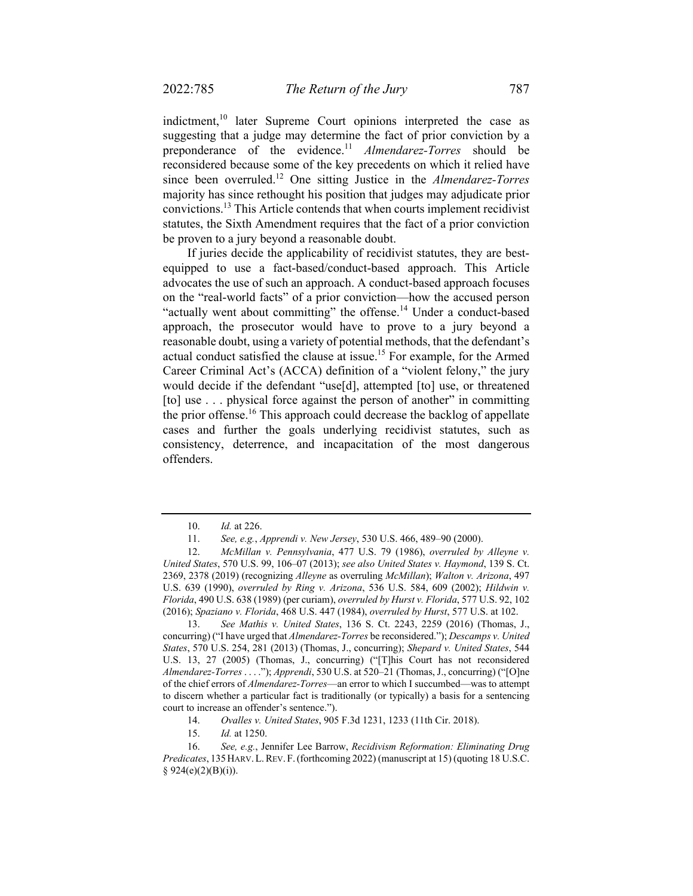indictment,[10] later Supreme Court opinions interpreted the case as suggesting that a judge may determine the fact of prior conviction by a preponderance of the evidence.[11] *Almendarez-Torres* should be reconsidered because some of the key precedents on which it relied have since been overruled.[12] One sitting Justice in the *Almendarez-Torres* majority has since rethought his position that judges may adjudicate prior convictions.[13] This Article contends that when courts implement recidivist statutes, the Sixth Amendment requires that the fact of a prior conviction be proven to a jury beyond a reasonable doubt.

If juries decide the applicability of recidivist statutes, they are best-equipped to use a fact-based/conduct-based approach. This Article advocates the use of such an approach. A conduct-based approach focuses on the "real-world facts" of a prior conviction—how the accused person "actually went about committing" the offense.[14] Under a conduct-based approach, the prosecutor would have to prove to a jury beyond a reasonable doubt, using a variety of potential methods, that the defendant's actual conduct satisfied the clause at issue.[15] For example, for the Armed Career Criminal Act's (ACCA) definition of a "violent felony," the jury would decide if the defendant "use[d], attempted [to] use, or threatened [to] use . . . physical force against the person of another" in committing the prior offense.[16] This approach could decrease the backlog of appellate cases and further the goals underlying recidivist statutes, such as consistency, deterrence, and incapacitation of the most dangerous offenders.

---

10. *Id.* at 226.

11. *See, e.g.*, *Apprendi v. New Jersey*, 530 U.S. 466, 489–90 (2000).

12. *McMillan v. Pennsylvania*, 477 U.S. 79 (1986), *overruled by Alleyne v. United States*, 570 U.S. 99, 106–07 (2013); *see also United States v. Haymond*, 139 S. Ct. 2369, 2378 (2019) (recognizing *Alleyne* as overruling *McMillan*); *Walton v. Arizona*, 497 U.S. 639 (1990), *overruled by Ring v. Arizona*, 536 U.S. 584, 609 (2002); *Hildwin v. Florida*, 490 U.S. 638 (1989) (per curiam), *overruled by Hurst v. Florida*, 577 U.S. 92, 102 (2016); *Spaziano v. Florida*, 468 U.S. 447 (1984), *overruled by Hurst*, 577 U.S. at 102.

13. *See Mathis v. United States*, 136 S. Ct. 2243, 2259 (2016) (Thomas, J., concurring) ("I have urged that *Almendarez-Torres* be reconsidered."); *Descamps v. United States*, 570 U.S. 254, 281 (2013) (Thomas, J., concurring); *Shepard v. United States*, 544 U.S. 13, 27 (2005) (Thomas, J., concurring) ("[T]his Court has not reconsidered *Almendarez-Torres* . . . ."); *Apprendi*, 530 U.S. at 520–21 (Thomas, J., concurring) ("[O]ne of the chief errors of *Almendarez-Torres*—an error to which I succumbed—was to attempt to discern whether a particular fact is traditionally (or typically) a basis for a sentencing court to increase an offender's sentence.").

14. *Ovalles v. United States*, 905 F.3d 1231, 1233 (11th Cir. 2018).

15. *Id.* at 1250.

16. *See, e.g.*, Jennifer Lee Barrow, *Recidivism Reformation: Eliminating Drug Predicates*, 135 HARV. L. REV. F. (forthcoming 2022) (manuscript at 15) (quoting 18 U.S.C. § 924(e)(2)(B)(i)).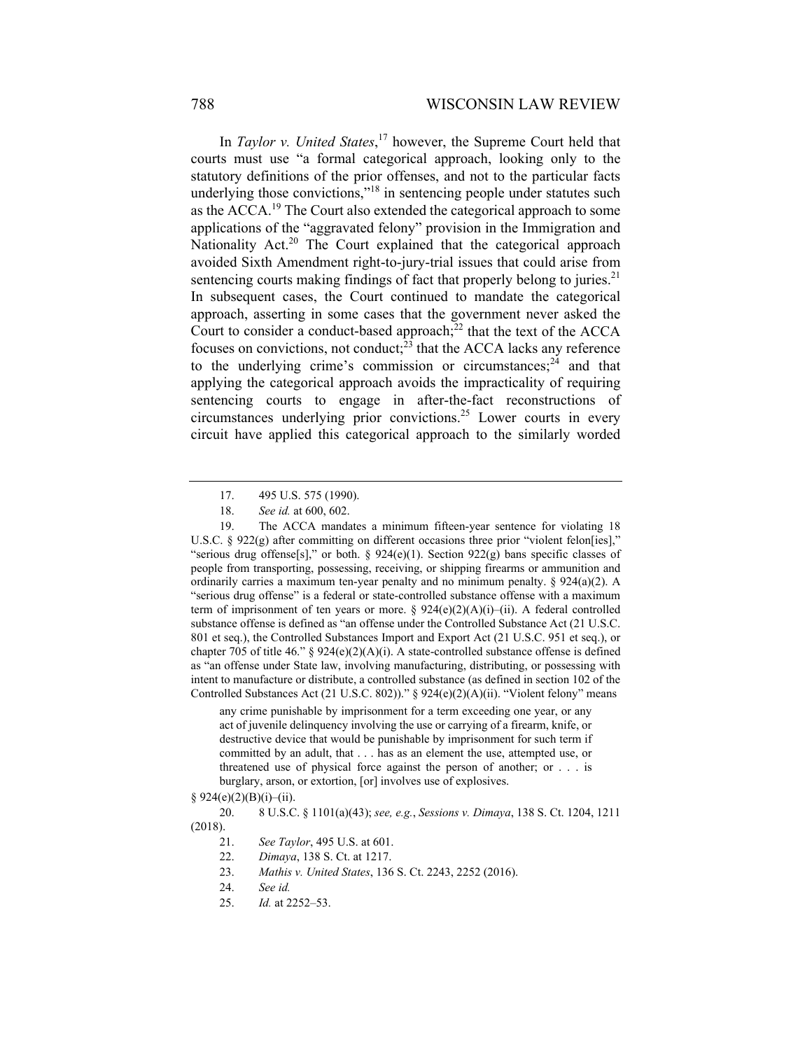In *Taylor v. United States*,[17] however, the Supreme Court held that courts must use "a formal categorical approach, looking only to the statutory definitions of the prior offenses, and not to the particular facts underlying those convictions,"[18] in sentencing people under statutes such as the ACCA.[19] The Court also extended the categorical approach to some applications of the "aggravated felony" provision in the Immigration and Nationality Act.[20] The Court explained that the categorical approach avoided Sixth Amendment right-to-jury-trial issues that could arise from sentencing courts making findings of fact that properly belong to juries.[21] In subsequent cases, the Court continued to mandate the categorical approach, asserting in some cases that the government never asked the Court to consider a conduct-based approach;[22] that the text of the ACCA focuses on convictions, not conduct;[23] that the ACCA lacks any reference to the underlying crime's commission or circumstances;[24] and that applying the categorical approach avoids the impracticality of requiring sentencing courts to engage in after-the-fact reconstructions of circumstances underlying prior convictions.[25] Lower courts in every circuit have applied this categorical approach to the similarly worded

---

17. 495 U.S. 575 (1990).

18. *See id.* at 600, 602.

19. The ACCA mandates a minimum fifteen-year sentence for violating 18 U.S.C. § 922(g) after committing on different occasions three prior "violent felon[ies]," "serious drug offense[s]," or both. § 924(e)(1). Section 922(g) bans specific classes of people from transporting, possessing, receiving, or shipping firearms or ammunition and ordinarily carries a maximum ten-year penalty and no minimum penalty. § 924(a)(2). A "serious drug offense" is a federal or state-controlled substance offense with a maximum term of imprisonment of ten years or more. § 924(e)(2)(A)(i)–(ii). A federal controlled substance offense is defined as "an offense under the Controlled Substance Act (21 U.S.C. 801 et seq.), the Controlled Substances Import and Export Act (21 U.S.C. 951 et seq.), or chapter 705 of title 46." § 924(e)(2)(A)(i). A state-controlled substance offense is defined as "an offense under State law, involving manufacturing, distributing, or possessing with intent to manufacture or distribute, a controlled substance (as defined in section 102 of the Controlled Substances Act (21 U.S.C. 802))." § 924(e)(2)(A)(ii). "Violent felony" means

> any crime punishable by imprisonment for a term exceeding one year, or any act of juvenile delinquency involving the use or carrying of a firearm, knife, or destructive device that would be punishable by imprisonment for such term if committed by an adult, that . . . has as an element the use, attempted use, or threatened use of physical force against the person of another; or . . . is burglary, arson, or extortion, [or] involves use of explosives.

§ 924(e)(2)(B)(i)–(ii).

20. 8 U.S.C. § 1101(a)(43); *see, e.g.*, *Sessions v. Dimaya*, 138 S. Ct. 1204, 1211 (2018).

21. *See Taylor*, 495 U.S. at 601.

22. *Dimaya*, 138 S. Ct. at 1217.

23. *Mathis v. United States*, 136 S. Ct. 2243, 2252 (2016).

24. *See id.*

25. *Id.* at 2252–53.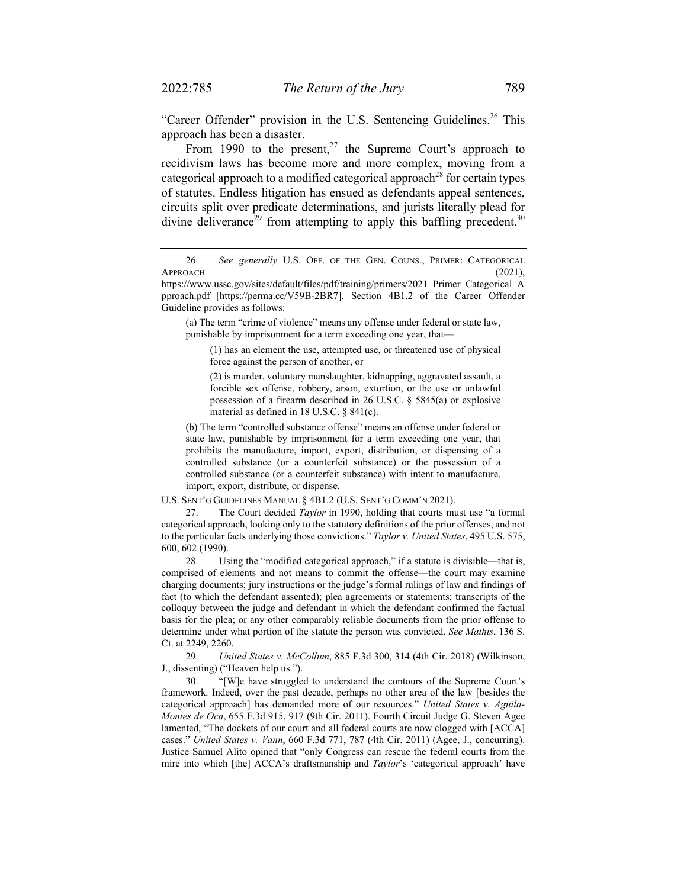"Career Offender" provision in the U.S. Sentencing Guidelines.[26] This approach has been a disaster.

From 1990 to the present,[27] the Supreme Court's approach to recidivism laws has become more and more complex, moving from a categorical approach to a modified categorical approach[28] for certain types of statutes. Endless litigation has ensued as defendants appeal sentences, circuits split over predicate determinations, and jurists literally plead for divine deliverance[29] from attempting to apply this baffling precedent.[30]

---

26. *See generally* U.S. OFF. OF THE GEN. COUNS., PRIMER: CATEGORICAL APPROACH (2021), https://www.ussc.gov/sites/default/files/pdf/training/primers/2021_Primer_Categorical_Approach.pdf [https://perma.cc/V59B-2BR7]. Section 4B1.2 of the Career Offender Guideline provides as follows:

> (a) The term "crime of violence" means any offense under federal or state law, punishable by imprisonment for a term exceeding one year, that—
>
> > (1) has an element the use, attempted use, or threatened use of physical force against the person of another, or
> >
> > (2) is murder, voluntary manslaughter, kidnapping, aggravated assault, a forcible sex offense, robbery, arson, extortion, or the use or unlawful possession of a firearm described in 26 U.S.C. § 5845(a) or explosive material as defined in 18 U.S.C. § 841(c).
>
> (b) The term "controlled substance offense" means an offense under federal or state law, punishable by imprisonment for a term exceeding one year, that prohibits the manufacture, import, export, distribution, or dispensing of a controlled substance (or a counterfeit substance) or the possession of a controlled substance (or a counterfeit substance) with intent to manufacture, import, export, distribute, or dispense.

U.S. SENT'G GUIDELINES MANUAL § 4B1.2 (U.S. SENT'G COMM'N 2021).

27. The Court decided *Taylor* in 1990, holding that courts must use "a formal categorical approach, looking only to the statutory definitions of the prior offenses, and not to the particular facts underlying those convictions." *Taylor v. United States*, 495 U.S. 575, 600, 602 (1990).

28. Using the "modified categorical approach," if a statute is divisible—that is, comprised of elements and not means to commit the offense—the court may examine charging documents; jury instructions or the judge's formal rulings of law and findings of fact (to which the defendant assented); plea agreements or statements; transcripts of the colloquy between the judge and defendant in which the defendant confirmed the factual basis for the plea; or any other comparably reliable documents from the prior offense to determine under what portion of the statute the person was convicted. *See Mathis*, 136 S. Ct. at 2249, 2260.

29. *United States v. McCollum*, 885 F.3d 300, 314 (4th Cir. 2018) (Wilkinson, J., dissenting) ("Heaven help us.").

30. "[W]e have struggled to understand the contours of the Supreme Court's framework. Indeed, over the past decade, perhaps no other area of the law [besides the categorical approach] has demanded more of our resources." *United States v. Aguila-Montes de Oca*, 655 F.3d 915, 917 (9th Cir. 2011). Fourth Circuit Judge G. Steven Agee lamented, "The dockets of our court and all federal courts are now clogged with [ACCA] cases." *United States v. Vann*, 660 F.3d 771, 787 (4th Cir. 2011) (Agee, J., concurring). Justice Samuel Alito opined that "only Congress can rescue the federal courts from the mire into which [the] ACCA's draftsmanship and *Taylor*'s 'categorical approach' have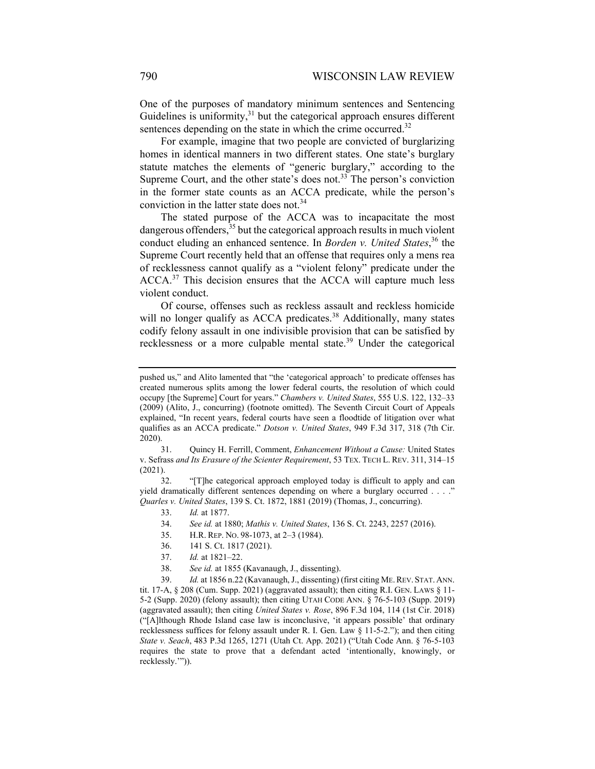One of the purposes of mandatory minimum sentences and Sentencing Guidelines is uniformity,[31] but the categorical approach ensures different sentences depending on the state in which the crime occurred.[32]

For example, imagine that two people are convicted of burglarizing homes in identical manners in two different states. One state's burglary statute matches the elements of "generic burglary," according to the Supreme Court, and the other state's does not.[33] The person's conviction in the former state counts as an ACCA predicate, while the person's conviction in the latter state does not.[34]

The stated purpose of the ACCA was to incapacitate the most dangerous offenders,[35] but the categorical approach results in much violent conduct eluding an enhanced sentence. In *Borden v. United States*,[36] the Supreme Court recently held that an offense that requires only a mens rea of recklessness cannot qualify as a "violent felony" predicate under the ACCA.[37] This decision ensures that the ACCA will capture much less violent conduct.

Of course, offenses such as reckless assault and reckless homicide will no longer qualify as ACCA predicates.[38] Additionally, many states codify felony assault in one indivisible provision that can be satisfied by recklessness or a more culpable mental state.[39] Under the categorical

---

pushed us," and Alito lamented that "the 'categorical approach' to predicate offenses has created numerous splits among the lower federal courts, the resolution of which could occupy [the Supreme] Court for years." *Chambers v. United States*, 555 U.S. 122, 132–33 (2009) (Alito, J., concurring) (footnote omitted). The Seventh Circuit Court of Appeals explained, "In recent years, federal courts have seen a floodtide of litigation over what qualifies as an ACCA predicate." *Dotson v. United States*, 949 F.3d 317, 318 (7th Cir. 2020).

31. Quincy H. Ferrill, Comment, *Enhancement Without a Cause:* United States v. Sefrass *and Its Erasure of the Scienter Requirement*, 53 TEX. TECH L. REV. 311, 314–15 (2021).

32. "[T]he categorical approach employed today is difficult to apply and can yield dramatically different sentences depending on where a burglary occurred . . . ." *Quarles v. United States*, 139 S. Ct. 1872, 1881 (2019) (Thomas, J., concurring).

33. *Id.* at 1877.

34. *See id.* at 1880; *Mathis v. United States*, 136 S. Ct. 2243, 2257 (2016).

35. H.R. REP. NO. 98-1073, at 2–3 (1984).

36. 141 S. Ct. 1817 (2021).

37. *Id.* at 1821–22.

38. *See id.* at 1855 (Kavanaugh, J., dissenting).

39. *Id.* at 1856 n.22 (Kavanaugh, J., dissenting) (first citing ME. REV. STAT. ANN. tit. 17-A, § 208 (Cum. Supp. 2021) (aggravated assault); then citing R.I. GEN. LAWS § 11-5-2 (Supp. 2020) (felony assault); then citing UTAH CODE ANN. § 76-5-103 (Supp. 2019) (aggravated assault); then citing *United States v. Rose*, 896 F.3d 104, 114 (1st Cir. 2018) ("[A]lthough Rhode Island case law is inconclusive, 'it appears possible' that ordinary recklessness suffices for felony assault under R. I. Gen. Law § 11-5-2."); and then citing *State v. Seach*, 483 P.3d 1265, 1271 (Utah Ct. App. 2021) ("Utah Code Ann. § 76-5-103 requires the state to prove that a defendant acted 'intentionally, knowingly, or recklessly.'")).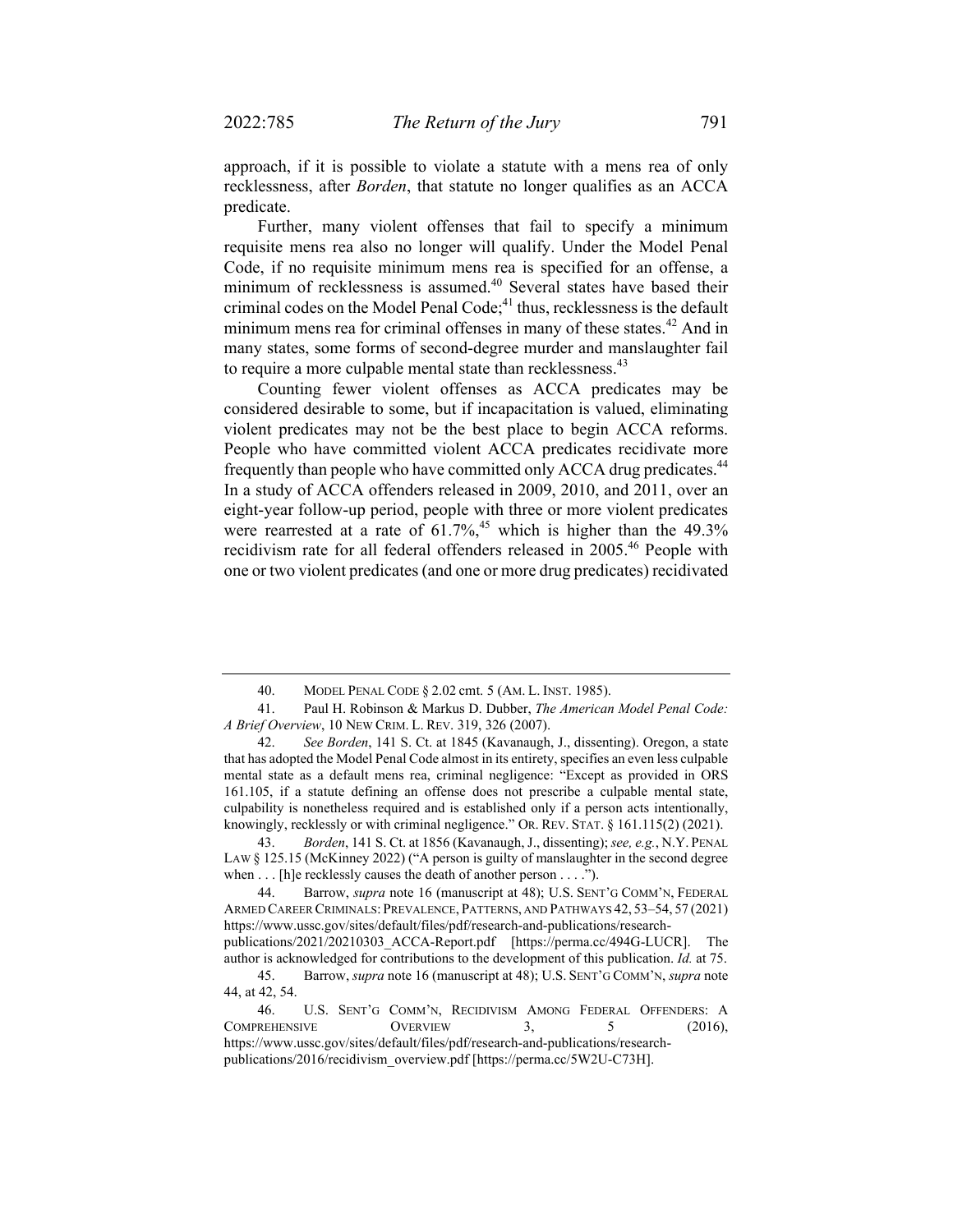approach, if it is possible to violate a statute with a mens rea of only recklessness, after *Borden*, that statute no longer qualifies as an ACCA predicate.

Further, many violent offenses that fail to specify a minimum requisite mens rea also no longer will qualify. Under the Model Penal Code, if no requisite minimum mens rea is specified for an offense, a minimum of recklessness is assumed.[40] Several states have based their criminal codes on the Model Penal Code;[41] thus, recklessness is the default minimum mens rea for criminal offenses in many of these states.[42] And in many states, some forms of second-degree murder and manslaughter fail to require a more culpable mental state than recklessness.[43]

Counting fewer violent offenses as ACCA predicates may be considered desirable to some, but if incapacitation is valued, eliminating violent predicates may not be the best place to begin ACCA reforms. People who have committed violent ACCA predicates recidivate more frequently than people who have committed only ACCA drug predicates.[44] In a study of ACCA offenders released in 2009, 2010, and 2011, over an eight-year follow-up period, people with three or more violent predicates were rearrested at a rate of 61.7%,[45] which is higher than the 49.3% recidivism rate for all federal offenders released in 2005.[46] People with one or two violent predicates (and one or more drug predicates) recidivated

---

40. MODEL PENAL CODE § 2.02 cmt. 5 (AM. L. INST. 1985).

41. Paul H. Robinson & Markus D. Dubber, *The American Model Penal Code: A Brief Overview*, 10 NEW CRIM. L. REV. 319, 326 (2007).

42. *See Borden*, 141 S. Ct. at 1845 (Kavanaugh, J., dissenting). Oregon, a state that has adopted the Model Penal Code almost in its entirety, specifies an even less culpable mental state as a default mens rea, criminal negligence: "Except as provided in ORS 161.105, if a statute defining an offense does not prescribe a culpable mental state, culpability is nonetheless required and is established only if a person acts intentionally, knowingly, recklessly or with criminal negligence." OR. REV. STAT. § 161.115(2) (2021).

43. *Borden*, 141 S. Ct. at 1856 (Kavanaugh, J., dissenting); *see, e.g.*, N.Y. PENAL LAW § 125.15 (McKinney 2022) ("A person is guilty of manslaughter in the second degree when . . . [h]e recklessly causes the death of another person . . . .").

44. Barrow, *supra* note 16 (manuscript at 48); U.S. SENT'G COMM'N, FEDERAL ARMED CAREER CRIMINALS: PREVALENCE, PATTERNS, AND PATHWAYS 42, 53–54, 57 (2021) https://www.ussc.gov/sites/default/files/pdf/research-and-publications/research-publications/2021/20210303_ACCA-Report.pdf [https://perma.cc/494G-LUCR]. The author is acknowledged for contributions to the development of this publication. *Id.* at 75.

45. Barrow, *supra* note 16 (manuscript at 48); U.S. SENT'G COMM'N, *supra* note 44, at 42, 54.

46. U.S. SENT'G COMM'N, RECIDIVISM AMONG FEDERAL OFFENDERS: A COMPREHENSIVE OVERVIEW 3, 5 (2016), https://www.ussc.gov/sites/default/files/pdf/research-and-publications/research-publications/2016/recidivism_overview.pdf [https://perma.cc/5W2U-C73H].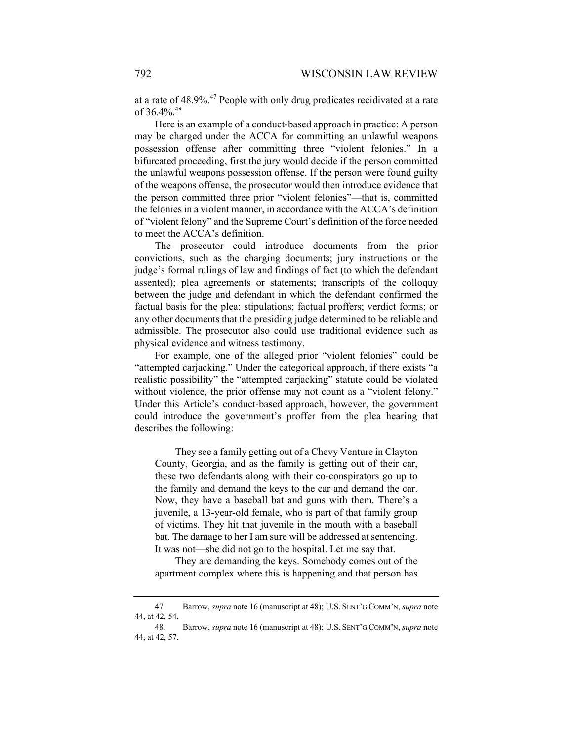at a rate of 48.9%.[47] People with only drug predicates recidivated at a rate of 36.4%.[48]

Here is an example of a conduct-based approach in practice: A person may be charged under the ACCA for committing an unlawful weapons possession offense after committing three "violent felonies." In a bifurcated proceeding, first the jury would decide if the person committed the unlawful weapons possession offense. If the person were found guilty of the weapons offense, the prosecutor would then introduce evidence that the person committed three prior "violent felonies"—that is, committed the felonies in a violent manner, in accordance with the ACCA's definition of "violent felony" and the Supreme Court's definition of the force needed to meet the ACCA's definition.

The prosecutor could introduce documents from the prior convictions, such as the charging documents; jury instructions or the judge's formal rulings of law and findings of fact (to which the defendant assented); plea agreements or statements; transcripts of the colloquy between the judge and defendant in which the defendant confirmed the factual basis for the plea; stipulations; factual proffers; verdict forms; or any other documents that the presiding judge determined to be reliable and admissible. The prosecutor also could use traditional evidence such as physical evidence and witness testimony.

For example, one of the alleged prior "violent felonies" could be "attempted carjacking." Under the categorical approach, if there exists "a realistic possibility" the "attempted carjacking" statute could be violated without violence, the prior offense may not count as a "violent felony." Under this Article's conduct-based approach, however, the government could introduce the government's proffer from the plea hearing that describes the following:

> They see a family getting out of a Chevy Venture in Clayton County, Georgia, and as the family is getting out of their car, these two defendants along with their co-conspirators go up to the family and demand the keys to the car and demand the car. Now, they have a baseball bat and guns with them. There's a juvenile, a 13-year-old female, who is part of that family group of victims. They hit that juvenile in the mouth with a baseball bat. The damage to her I am sure will be addressed at sentencing. It was not—she did not go to the hospital. Let me say that.
>
> They are demanding the keys. Somebody comes out of the apartment complex where this is happening and that person has

---

47. Barrow, *supra* note 16 (manuscript at 48); U.S. SENT'G COMM'N, *supra* note 44, at 42, 54.

48. Barrow, *supra* note 16 (manuscript at 48); U.S. SENT'G COMM'N, *supra* note 44, at 42, 57.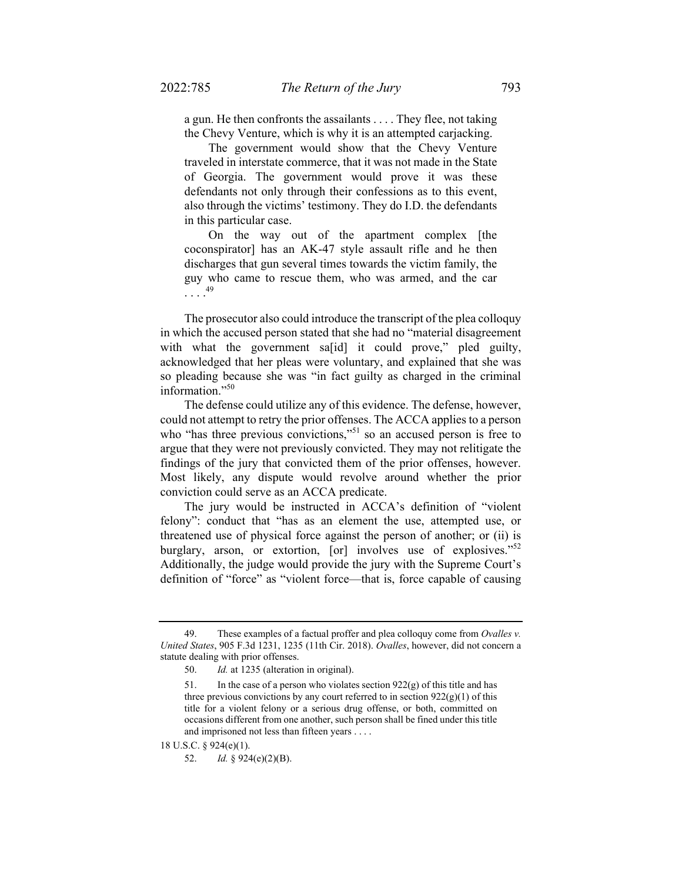> a gun. He then confronts the assailants . . . . They flee, not taking the Chevy Venture, which is why it is an attempted carjacking.
>
> The government would show that the Chevy Venture traveled in interstate commerce, that it was not made in the State of Georgia. The government would prove it was these defendants not only through their confessions as to this event, also through the victims' testimony. They do I.D. the defendants in this particular case.
>
> On the way out of the apartment complex [the coconspirator] has an AK-47 style assault rifle and he then discharges that gun several times towards the victim family, the guy who came to rescue them, who was armed, and the car . . . .[49]

The prosecutor also could introduce the transcript of the plea colloquy in which the accused person stated that she had no "material disagreement with what the government sa[id] it could prove," pled guilty, acknowledged that her pleas were voluntary, and explained that she was so pleading because she was "in fact guilty as charged in the criminal information."[50]

The defense could utilize any of this evidence. The defense, however, could not attempt to retry the prior offenses. The ACCA applies to a person who "has three previous convictions,"[51] so an accused person is free to argue that they were not previously convicted. They may not relitigate the findings of the jury that convicted them of the prior offenses, however. Most likely, any dispute would revolve around whether the prior conviction could serve as an ACCA predicate.

The jury would be instructed in ACCA's definition of "violent felony": conduct that "has as an element the use, attempted use, or threatened use of physical force against the person of another; or (ii) is burglary, arson, or extortion, [or] involves use of explosives."[52] Additionally, the judge would provide the jury with the Supreme Court's definition of "force" as "violent force—that is, force capable of causing

---

49. These examples of a factual proffer and plea colloquy come from *Ovalles v. United States*, 905 F.3d 1231, 1235 (11th Cir. 2018). *Ovalles*, however, did not concern a statute dealing with prior offenses.

50. *Id.* at 1235 (alteration in original).

51. 
> In the case of a person who violates section 922(g) of this title and has three previous convictions by any court referred to in section 922(g)(1) of this title for a violent felony or a serious drug offense, or both, committed on occasions different from one another, such person shall be fined under this title and imprisoned not less than fifteen years . . . .

18 U.S.C. § 924(e)(1).

52. *Id.* § 924(e)(2)(B).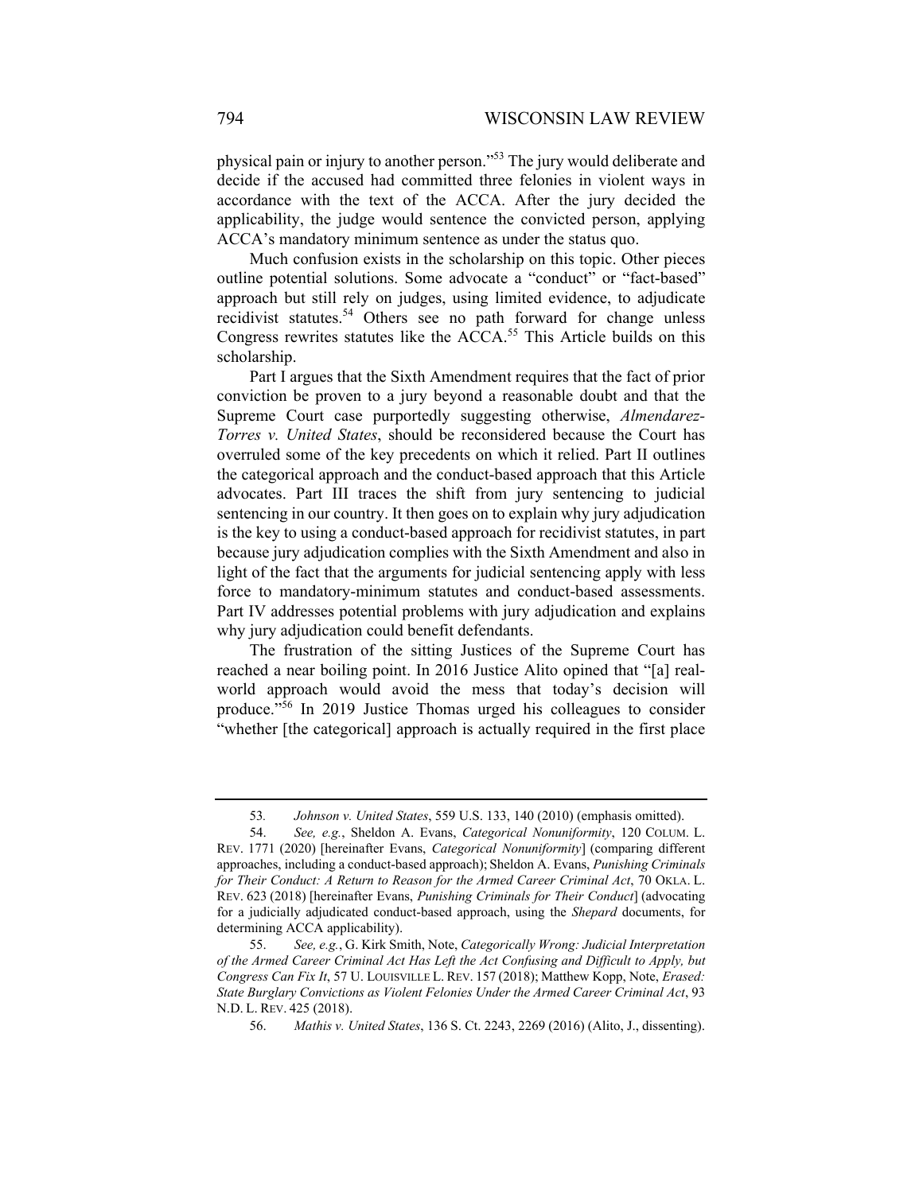physical pain or injury to another person."[53] The jury would deliberate and decide if the accused had committed three felonies in violent ways in accordance with the text of the ACCA. After the jury decided the applicability, the judge would sentence the convicted person, applying ACCA's mandatory minimum sentence as under the status quo.

Much confusion exists in the scholarship on this topic. Other pieces outline potential solutions. Some advocate a "conduct" or "fact-based" approach but still rely on judges, using limited evidence, to adjudicate recidivist statutes.[54] Others see no path forward for change unless Congress rewrites statutes like the ACCA.[55] This Article builds on this scholarship.

Part I argues that the Sixth Amendment requires that the fact of prior conviction be proven to a jury beyond a reasonable doubt and that the Supreme Court case purportedly suggesting otherwise, *Almendarez-Torres v. United States*, should be reconsidered because the Court has overruled some of the key precedents on which it relied. Part II outlines the categorical approach and the conduct-based approach that this Article advocates. Part III traces the shift from jury sentencing to judicial sentencing in our country. It then goes on to explain why jury adjudication is the key to using a conduct-based approach for recidivist statutes, in part because jury adjudication complies with the Sixth Amendment and also in light of the fact that the arguments for judicial sentencing apply with less force to mandatory-minimum statutes and conduct-based assessments. Part IV addresses potential problems with jury adjudication and explains why jury adjudication could benefit defendants.

The frustration of the sitting Justices of the Supreme Court has reached a near boiling point. In 2016 Justice Alito opined that "[a] real-world approach would avoid the mess that today's decision will produce."[56] In 2019 Justice Thomas urged his colleagues to consider "whether [the categorical] approach is actually required in the first place

---

53. *Johnson v. United States*, 559 U.S. 133, 140 (2010) (emphasis omitted).

54. *See, e.g.*, Sheldon A. Evans, *Categorical Nonuniformity*, 120 COLUM. L. REV. 1771 (2020) [hereinafter Evans, *Categorical Nonuniformity*] (comparing different approaches, including a conduct-based approach); Sheldon A. Evans, *Punishing Criminals for Their Conduct: A Return to Reason for the Armed Career Criminal Act*, 70 OKLA. L. REV. 623 (2018) [hereinafter Evans, *Punishing Criminals for Their Conduct*] (advocating for a judicially adjudicated conduct-based approach, using the *Shepard* documents, for determining ACCA applicability).

55. *See, e.g.*, G. Kirk Smith, Note, *Categorically Wrong: Judicial Interpretation of the Armed Career Criminal Act Has Left the Act Confusing and Difficult to Apply, but Congress Can Fix It*, 57 U. LOUISVILLE L. REV. 157 (2018); Matthew Kopp, Note, *Erased: State Burglary Convictions as Violent Felonies Under the Armed Career Criminal Act*, 93 N.D. L. REV. 425 (2018).

56. *Mathis v. United States*, 136 S. Ct. 2243, 2269 (2016) (Alito, J., dissenting).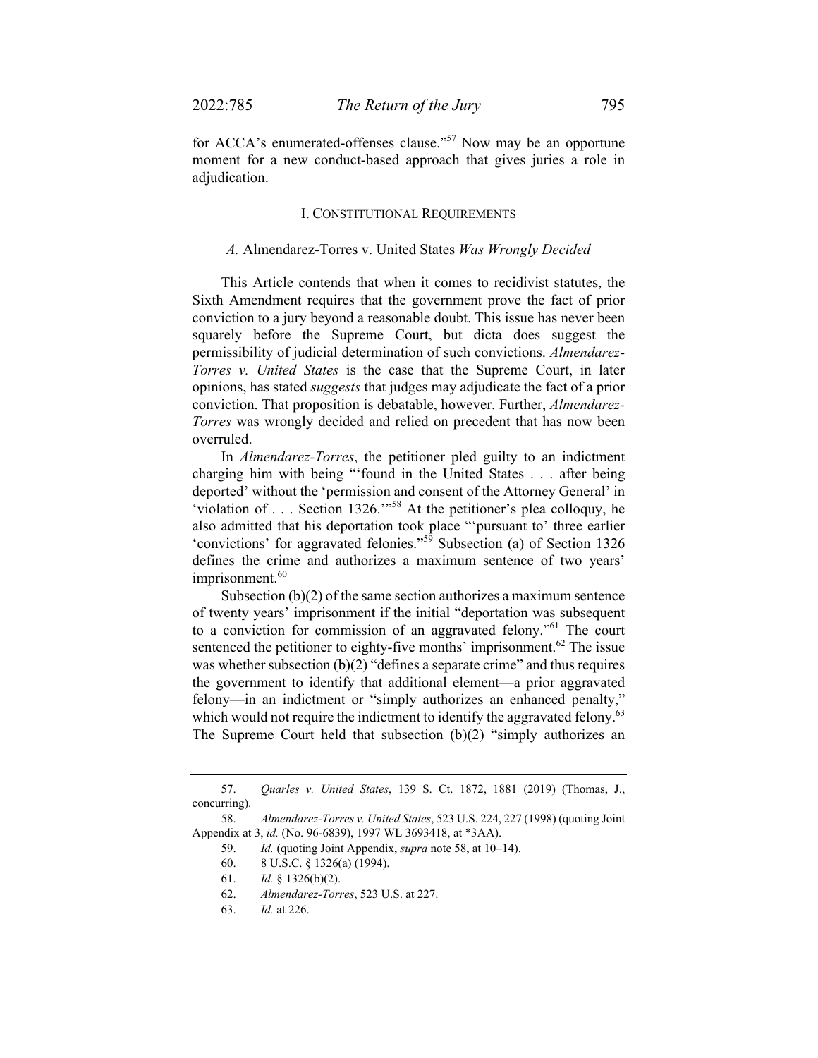for ACCA's enumerated-offenses clause."[57] Now may be an opportune moment for a new conduct-based approach that gives juries a role in adjudication.

## I. CONSTITUTIONAL REQUIREMENTS

### *A.* Almendarez-Torres v. United States *Was Wrongly Decided*

This Article contends that when it comes to recidivist statutes, the Sixth Amendment requires that the government prove the fact of prior conviction to a jury beyond a reasonable doubt. This issue has never been squarely before the Supreme Court, but dicta does suggest the permissibility of judicial determination of such convictions. *Almendarez-Torres v. United States* is the case that the Supreme Court, in later opinions, has stated *suggests* that judges may adjudicate the fact of a prior conviction. That proposition is debatable, however. Further, *Almendarez-Torres* was wrongly decided and relied on precedent that has now been overruled.

In *Almendarez-Torres*, the petitioner pled guilty to an indictment charging him with being "'found in the United States . . . after being deported' without the 'permission and consent of the Attorney General' in 'violation of . . . Section 1326.'"[58] At the petitioner's plea colloquy, he also admitted that his deportation took place "'pursuant to' three earlier 'convictions' for aggravated felonies."[59] Subsection (a) of Section 1326 defines the crime and authorizes a maximum sentence of two years' imprisonment.[60]

Subsection (b)(2) of the same section authorizes a maximum sentence of twenty years' imprisonment if the initial "deportation was subsequent to a conviction for commission of an aggravated felony."[61] The court sentenced the petitioner to eighty-five months' imprisonment.[62] The issue was whether subsection (b)(2) "defines a separate crime" and thus requires the government to identify that additional element—a prior aggravated felony—in an indictment or "simply authorizes an enhanced penalty," which would not require the indictment to identify the aggravated felony.[63] The Supreme Court held that subsection (b)(2) "simply authorizes an

---

57. *Quarles v. United States*, 139 S. Ct. 1872, 1881 (2019) (Thomas, J., concurring).

58. *Almendarez-Torres v. United States*, 523 U.S. 224, 227 (1998) (quoting Joint Appendix at 3, *id.* (No. 96-6839), 1997 WL 3693418, at *3AA).

59. *Id.* (quoting Joint Appendix, *supra* note 58, at 10–14).

60. 8 U.S.C. § 1326(a) (1994).

61. *Id.* § 1326(b)(2).

62. *Almendarez-Torres*, 523 U.S. at 227.

63. *Id.* at 226.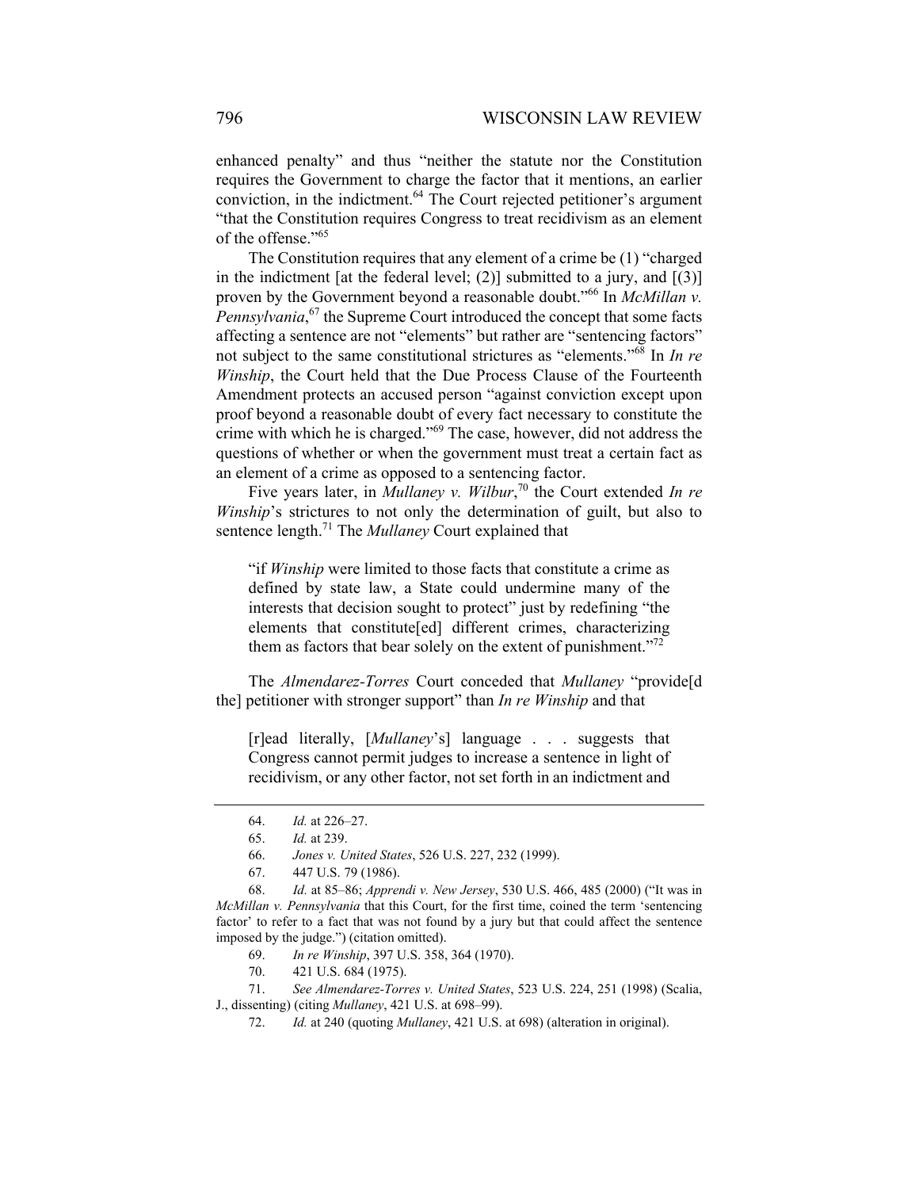enhanced penalty" and thus "neither the statute nor the Constitution requires the Government to charge the factor that it mentions, an earlier conviction, in the indictment.[64] The Court rejected petitioner's argument "that the Constitution requires Congress to treat recidivism as an element of the offense."[65]

The Constitution requires that any element of a crime be (1) "charged in the indictment [at the federal level; (2)] submitted to a jury, and [(3)] proven by the Government beyond a reasonable doubt."[66] In *McMillan v. Pennsylvania*,[67] the Supreme Court introduced the concept that some facts affecting a sentence are not "elements" but rather are "sentencing factors" not subject to the same constitutional strictures as "elements."[68] In *In re Winship*, the Court held that the Due Process Clause of the Fourteenth Amendment protects an accused person "against conviction except upon proof beyond a reasonable doubt of every fact necessary to constitute the crime with which he is charged."[69] The case, however, did not address the questions of whether or when the government must treat a certain fact as an element of a crime as opposed to a sentencing factor.

Five years later, in *Mullaney v. Wilbur*,[70] the Court extended *In re Winship*'s strictures to not only the determination of guilt, but also to sentence length.[71] The *Mullaney* Court explained that

> "if *Winship* were limited to those facts that constitute a crime as defined by state law, a State could undermine many of the interests that decision sought to protect" just by redefining "the elements that constitute[ed] different crimes, characterizing them as factors that bear solely on the extent of punishment."[72]

The *Almendarez-Torres* Court conceded that *Mullaney* "provide[d the] petitioner with stronger support" than *In re Winship* and that

> [r]ead literally, [*Mullaney*'s] language . . . suggests that Congress cannot permit judges to increase a sentence in light of recidivism, or any other factor, not set forth in an indictment and

---

64. *Id.* at 226–27.

65. *Id.* at 239.

66. *Jones v. United States*, 526 U.S. 227, 232 (1999).

67. 447 U.S. 79 (1986).

68. *Id.* at 85–86; *Apprendi v. New Jersey*, 530 U.S. 466, 485 (2000) ("It was in *McMillan v. Pennsylvania* that this Court, for the first time, coined the term 'sentencing factor' to refer to a fact that was not found by a jury but that could affect the sentence imposed by the judge.") (citation omitted).

69. *In re Winship*, 397 U.S. 358, 364 (1970).

70. 421 U.S. 684 (1975).

71. *See Almendarez-Torres v. United States*, 523 U.S. 224, 251 (1998) (Scalia, J., dissenting) (citing *Mullaney*, 421 U.S. at 698–99).

72. *Id.* at 240 (quoting *Mullaney*, 421 U.S. at 698) (alteration in original).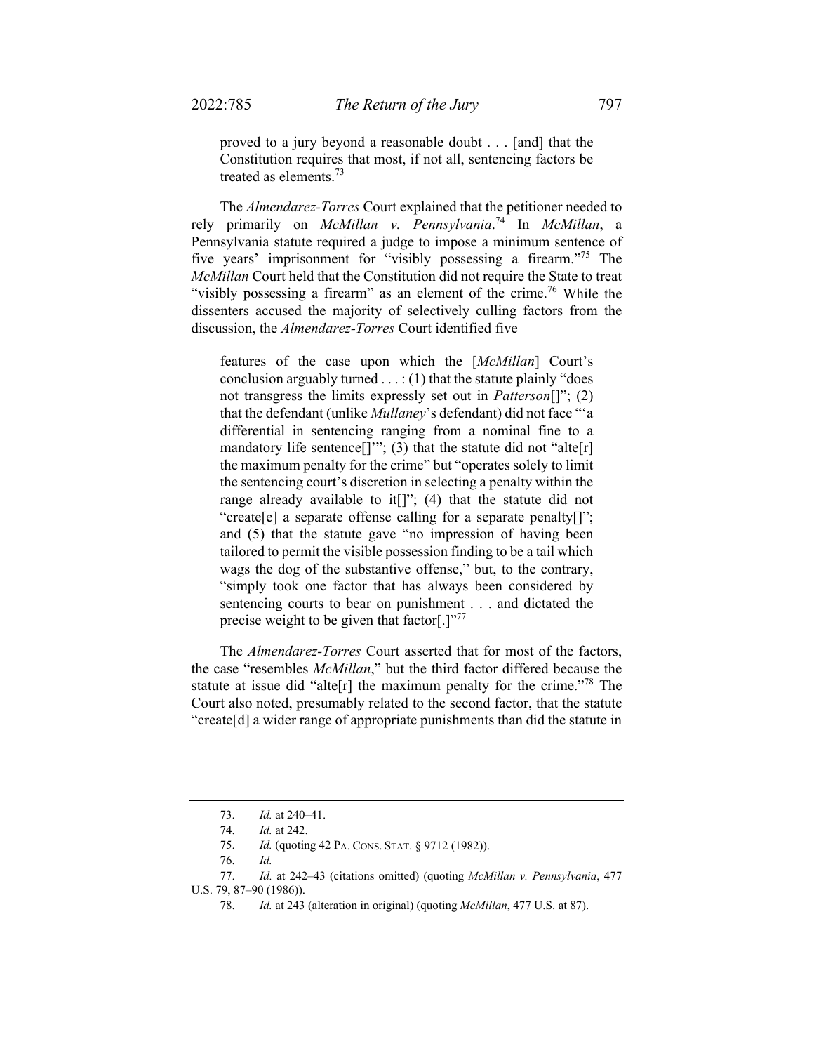proved to a jury beyond a reasonable doubt . . . [and] that the Constitution requires that most, if not all, sentencing factors be treated as elements.[73]

The *Almendarez-Torres* Court explained that the petitioner needed to rely primarily on *McMillan v. Pennsylvania*.[74] In *McMillan*, a Pennsylvania statute required a judge to impose a minimum sentence of five years' imprisonment for "visibly possessing a firearm."[75] The *McMillan* Court held that the Constitution did not require the State to treat "visibly possessing a firearm" as an element of the crime.[76] While the dissenters accused the majority of selectively culling factors from the discussion, the *Almendarez-Torres* Court identified five

> features of the case upon which the [*McMillan*] Court's conclusion arguably turned . . . : (1) that the statute plainly "does not transgress the limits expressly set out in *Patterson*[]"; (2) that the defendant (unlike *Mullaney*'s defendant) did not face "'a differential in sentencing ranging from a nominal fine to a mandatory life sentence[]'"; (3) that the statute did not "alte[r] the maximum penalty for the crime" but "operates solely to limit the sentencing court's discretion in selecting a penalty within the range already available to it[]"; (4) that the statute did not "create[e] a separate offense calling for a separate penalty[]"; and (5) that the statute gave "no impression of having been tailored to permit the visible possession finding to be a tail which wags the dog of the substantive offense," but, to the contrary, "simply took one factor that has always been considered by sentencing courts to bear on punishment . . . and dictated the precise weight to be given that factor[.]"[77]

The *Almendarez-Torres* Court asserted that for most of the factors, the case "resembles *McMillan*," but the third factor differed because the statute at issue did "alte[r] the maximum penalty for the crime."[78] The Court also noted, presumably related to the second factor, that the statute "create[d] a wider range of appropriate punishments than did the statute in

---

73. *Id.* at 240–41.

74. *Id.* at 242.

75. *Id.* (quoting 42 PA. CONS. STAT. § 9712 (1982)).

76. *Id.*

77. *Id.* at 242–43 (citations omitted) (quoting *McMillan v. Pennsylvania*, 477 U.S. 79, 87–90 (1986)).

78. *Id.* at 243 (alteration in original) (quoting *McMillan*, 477 U.S. at 87).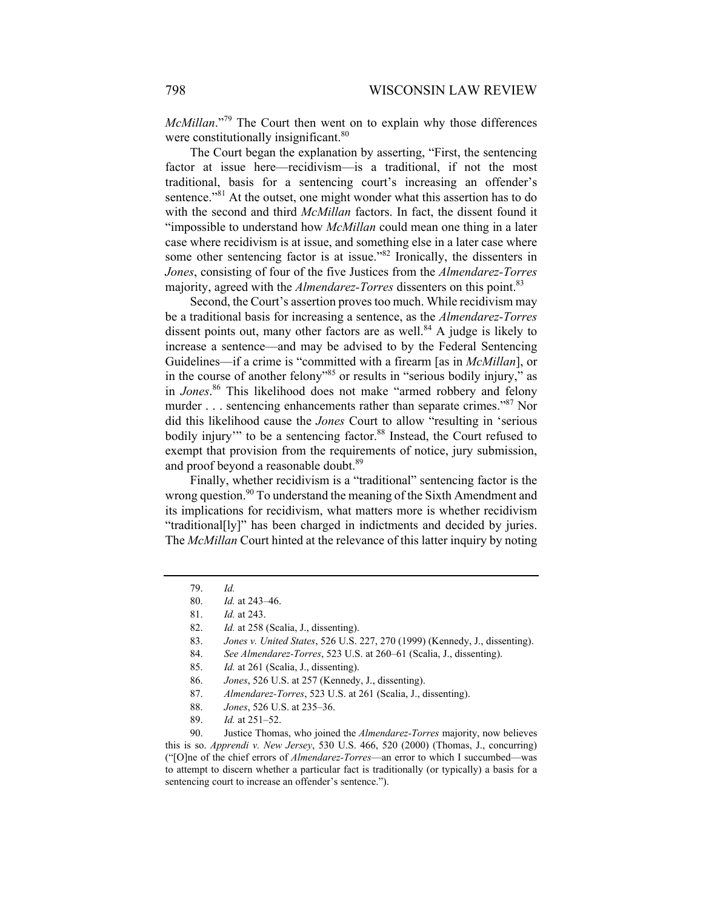*McMillan*."[79] The Court then went on to explain why those differences were constitutionally insignificant.[80]

The Court began the explanation by asserting, "First, the sentencing factor at issue here—recidivism—is a traditional, if not the most traditional, basis for a sentencing court's increasing an offender's sentence."[81] At the outset, one might wonder what this assertion has to do with the second and third *McMillan* factors. In fact, the dissent found it "impossible to understand how *McMillan* could mean one thing in a later case where recidivism is at issue, and something else in a later case where some other sentencing factor is at issue."[82] Ironically, the dissenters in *Jones*, consisting of four of the five Justices from the *Almendarez-Torres* majority, agreed with the *Almendarez-Torres* dissenters on this point.[83]

Second, the Court's assertion proves too much. While recidivism may be a traditional basis for increasing a sentence, as the *Almendarez-Torres* dissent points out, many other factors are as well.[84] A judge is likely to increase a sentence—and may be advised to by the Federal Sentencing Guidelines—if a crime is "committed with a firearm [as in *McMillan*], or in the course of another felony"[85] or results in "serious bodily injury," as in *Jones*.[86] This likelihood does not make "armed robbery and felony murder . . . sentencing enhancements rather than separate crimes."[87] Nor did this likelihood cause the *Jones* Court to allow "resulting in 'serious bodily injury'" to be a sentencing factor.[88] Instead, the Court refused to exempt that provision from the requirements of notice, jury submission, and proof beyond a reasonable doubt.[89]

Finally, whether recidivism is a "traditional" sentencing factor is the wrong question.[90] To understand the meaning of the Sixth Amendment and its implications for recidivism, what matters more is whether recidivism "traditional[ly]" has been charged in indictments and decided by juries. The *McMillan* Court hinted at the relevance of this latter inquiry by noting

---

79. *Id.*

80. *Id.* at 243–46.

81. *Id.* at 243.

82. *Id.* at 258 (Scalia, J., dissenting).

83. *Jones v. United States*, 526 U.S. 227, 270 (1999) (Kennedy, J., dissenting).

84. *See Almendarez-Torres*, 523 U.S. at 260–61 (Scalia, J., dissenting).

85. *Id.* at 261 (Scalia, J., dissenting).

86. *Jones*, 526 U.S. at 257 (Kennedy, J., dissenting).

87. *Almendarez-Torres*, 523 U.S. at 261 (Scalia, J., dissenting).

88. *Jones*, 526 U.S. at 235–36.

89. *Id.* at 251–52.

90. Justice Thomas, who joined the *Almendarez-Torres* majority, now believes this is so. *Apprendi v. New Jersey*, 530 U.S. 466, 520 (2000) (Thomas, J., concurring) ("[O]ne of the chief errors of *Almendarez-Torres*—an error to which I succumbed—was to attempt to discern whether a particular fact is traditionally (or typically) a basis for a sentencing court to increase an offender's sentence.").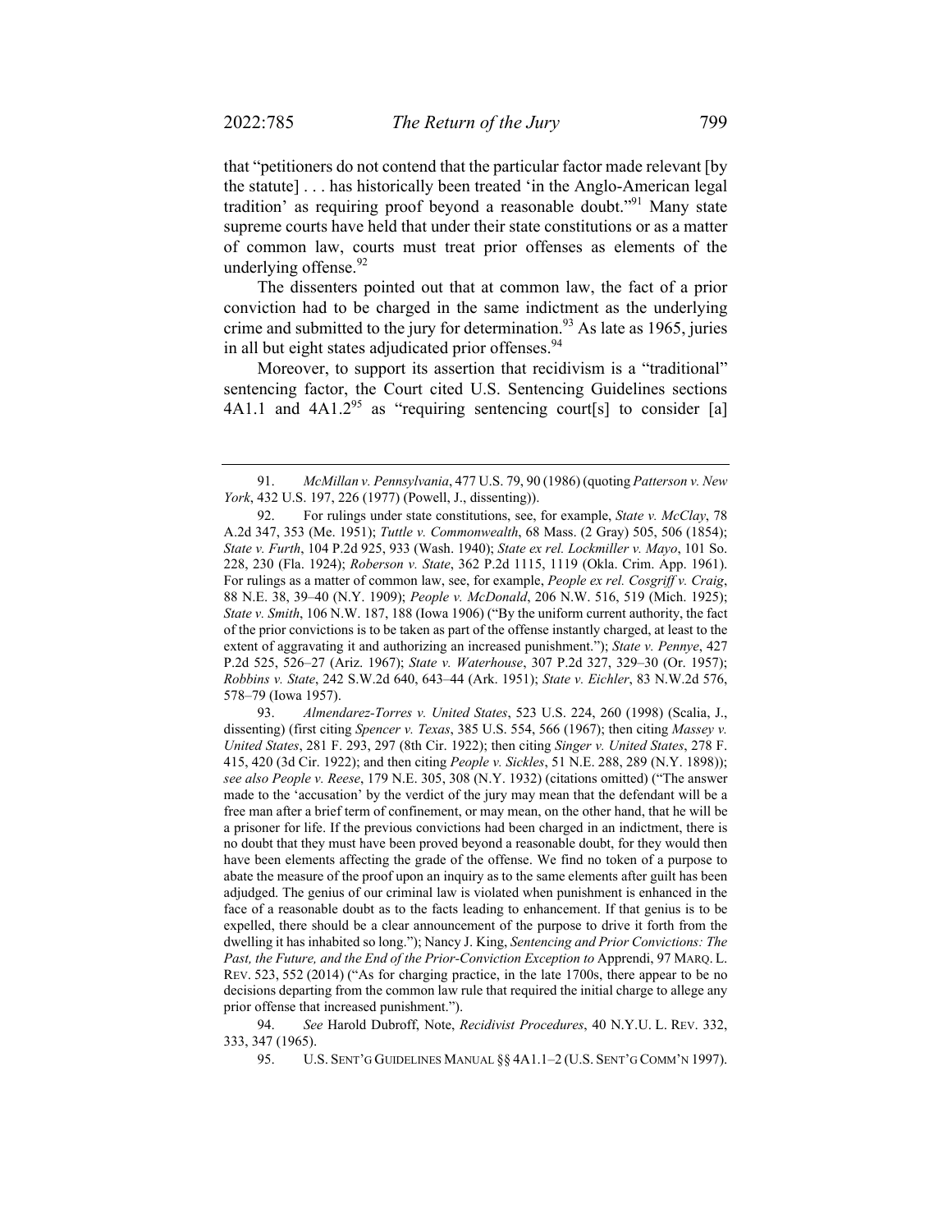that "petitioners do not contend that the particular factor made relevant [by the statute] . . . has historically been treated 'in the Anglo-American legal tradition' as requiring proof beyond a reasonable doubt."[91] Many state supreme courts have held that under their state constitutions or as a matter of common law, courts must treat prior offenses as elements of the underlying offense.[92]

The dissenters pointed out that at common law, the fact of a prior conviction had to be charged in the same indictment as the underlying crime and submitted to the jury for determination.[93] As late as 1965, juries in all but eight states adjudicated prior offenses.[94]

Moreover, to support its assertion that recidivism is a "traditional" sentencing factor, the Court cited U.S. Sentencing Guidelines sections 4A1.1 and 4A1.2[95] as "requiring sentencing court[s] to consider [a]

---

91. *McMillan v. Pennsylvania*, 477 U.S. 79, 90 (1986) (quoting *Patterson v. New York*, 432 U.S. 197, 226 (1977) (Powell, J., dissenting)).

92. For rulings under state constitutions, see, for example, *State v. McClay*, 78 A.2d 347, 353 (Me. 1951); *Tuttle v. Commonwealth*, 68 Mass. (2 Gray) 505, 506 (1854); *State v. Furth*, 104 P.2d 925, 933 (Wash. 1940); *State ex rel. Lockmiller v. Mayo*, 101 So. 228, 230 (Fla. 1924); *Roberson v. State*, 362 P.2d 1115, 1119 (Okla. Crim. App. 1961). For rulings as a matter of common law, see, for example, *People ex rel. Cosgriff v. Craig*, 88 N.E. 38, 39–40 (N.Y. 1909); *People v. McDonald*, 206 N.W. 516, 519 (Mich. 1925); *State v. Smith*, 106 N.W. 187, 188 (Iowa 1906) ("By the uniform current authority, the fact of the prior convictions is to be taken as part of the offense instantly charged, at least to the extent of aggravating it and authorizing an increased punishment."); *State v. Pennye*, 427 P.2d 525, 526–27 (Ariz. 1967); *State v. Waterhouse*, 307 P.2d 327, 329–30 (Or. 1957); *Robbins v. State*, 242 S.W.2d 640, 643–44 (Ark. 1951); *State v. Eichler*, 83 N.W.2d 576, 578–79 (Iowa 1957).

93. *Almendarez-Torres v. United States*, 523 U.S. 224, 260 (1998) (Scalia, J., dissenting) (first citing *Spencer v. Texas*, 385 U.S. 554, 566 (1967); then citing *Massey v. United States*, 281 F. 293, 297 (8th Cir. 1922); then citing *Singer v. United States*, 278 F. 415, 420 (3d Cir. 1922); and then citing *People v. Sickles*, 51 N.E. 288, 289 (N.Y. 1898)); *see also People v. Reese*, 179 N.E. 305, 308 (N.Y. 1932) (citations omitted) ("The answer made to the 'accusation' by the verdict of the jury may mean that the defendant will be a free man after a brief term of confinement, or may mean, on the other hand, that he will be a prisoner for life. If the previous convictions had been charged in an indictment, there is no doubt that they must have been proved beyond a reasonable doubt, for they would then have been elements affecting the grade of the offense. We find no token of a purpose to abate the measure of the proof upon an inquiry as to the same elements after guilt has been adjudged. The genius of our criminal law is violated when punishment is enhanced in the face of a reasonable doubt as to the facts leading to enhancement. If that genius is to be expelled, there should be a clear announcement of the purpose to drive it forth from the dwelling it has inhabited so long."); Nancy J. King, *Sentencing and Prior Convictions: The Past, the Future, and the End of the Prior-Conviction Exception to* Apprendi, 97 MARQ. L. REV. 523, 552 (2014) ("As for charging practice, in the late 1700s, there appear to be no decisions departing from the common law rule that required the initial charge to allege any prior offense that increased punishment.").

94. *See* Harold Dubroff, Note, *Recidivist Procedures*, 40 N.Y.U. L. REV. 332, 333, 347 (1965).

95. U.S. SENT'G GUIDELINES MANUAL §§ 4A1.1–2 (U.S. SENT'G COMM'N 1997).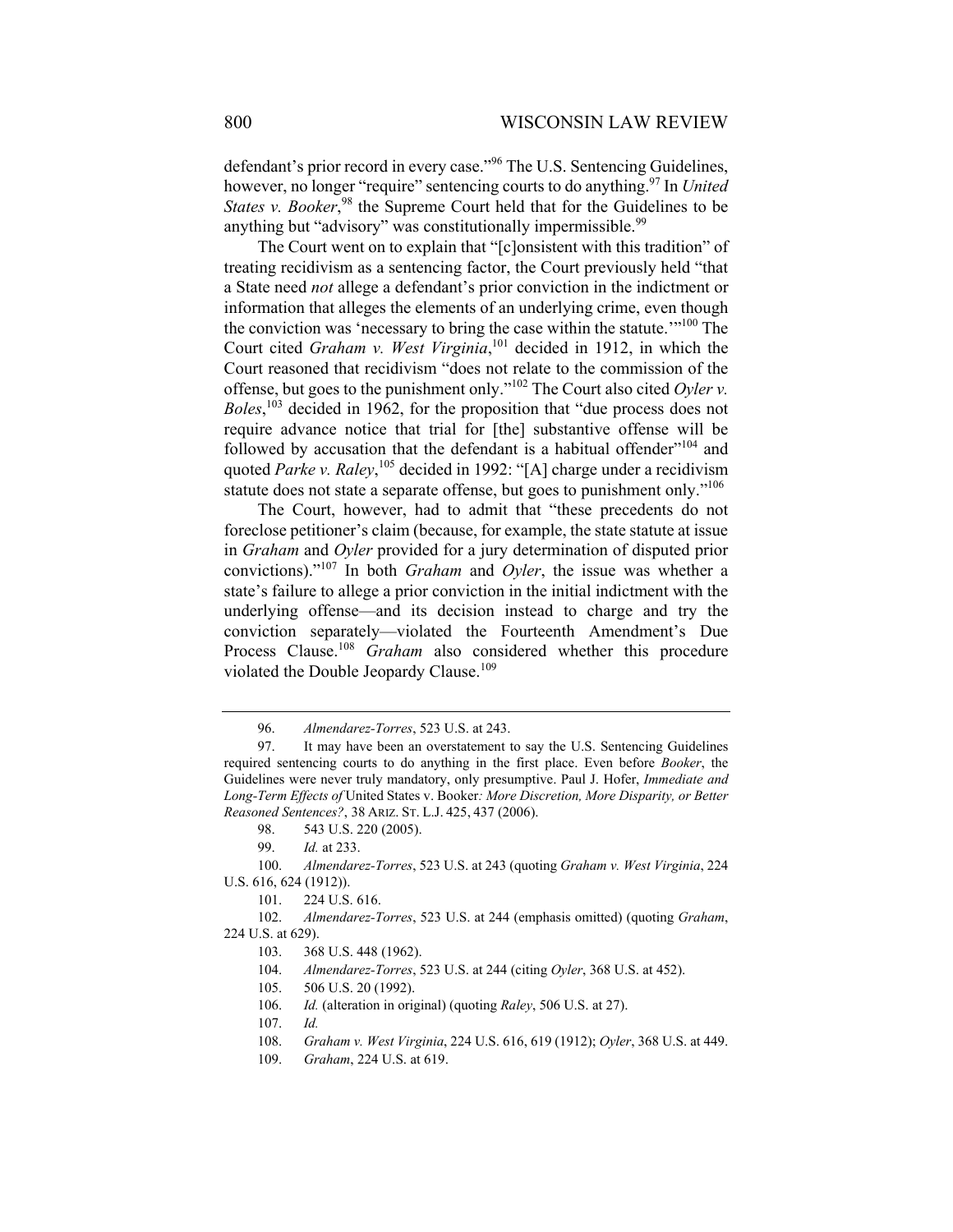defendant's prior record in every case."[96] The U.S. Sentencing Guidelines, however, no longer "require" sentencing courts to do anything.[97] In *United States v. Booker*,[98] the Supreme Court held that for the Guidelines to be anything but "advisory" was constitutionally impermissible.[99]

The Court went on to explain that "[c]onsistent with this tradition" of treating recidivism as a sentencing factor, the Court previously held "that a State need *not* allege a defendant's prior conviction in the indictment or information that alleges the elements of an underlying crime, even though the conviction was 'necessary to bring the case within the statute.'"[100] The Court cited *Graham v. West Virginia*,[101] decided in 1912, in which the Court reasoned that recidivism "does not relate to the commission of the offense, but goes to the punishment only."[102] The Court also cited *Oyler v. Boles*,[103] decided in 1962, for the proposition that "due process does not require advance notice that trial for [the] substantive offense will be followed by accusation that the defendant is a habitual offender"[104] and quoted *Parke v. Raley*,[105] decided in 1992: "[A] charge under a recidivism statute does not state a separate offense, but goes to punishment only."[106]

The Court, however, had to admit that "these precedents do not foreclose petitioner's claim (because, for example, the state statute at issue in *Graham* and *Oyler* provided for a jury determination of disputed prior convictions)."[107] In both *Graham* and *Oyler*, the issue was whether a state's failure to allege a prior conviction in the initial indictment with the underlying offense—and its decision instead to charge and try the conviction separately—violated the Fourteenth Amendment's Due Process Clause.[108] *Graham* also considered whether this procedure violated the Double Jeopardy Clause.[109]

---

96. *Almendarez-Torres*, 523 U.S. at 243.

97. It may have been an overstatement to say the U.S. Sentencing Guidelines required sentencing courts to do anything in the first place. Even before *Booker*, the Guidelines were never truly mandatory, only presumptive. Paul J. Hofer, *Immediate and Long-Term Effects of* United States v. Booker*: More Discretion, More Disparity, or Better Reasoned Sentences?*, 38 ARIZ. ST. L.J. 425, 437 (2006).

98. 543 U.S. 220 (2005).

99. *Id.* at 233.

100. *Almendarez-Torres*, 523 U.S. at 243 (quoting *Graham v. West Virginia*, 224 U.S. 616, 624 (1912)).

101. 224 U.S. 616.

102. *Almendarez-Torres*, 523 U.S. at 244 (emphasis omitted) (quoting *Graham*, 224 U.S. at 629).

103. 368 U.S. 448 (1962).

104. *Almendarez-Torres*, 523 U.S. at 244 (citing *Oyler*, 368 U.S. at 452).

105. 506 U.S. 20 (1992).

106. *Id.* (alteration in original) (quoting *Raley*, 506 U.S. at 27).

107. *Id.*

108. *Graham v. West Virginia*, 224 U.S. 616, 619 (1912); *Oyler*, 368 U.S. at 449.

109. *Graham*, 224 U.S. at 619.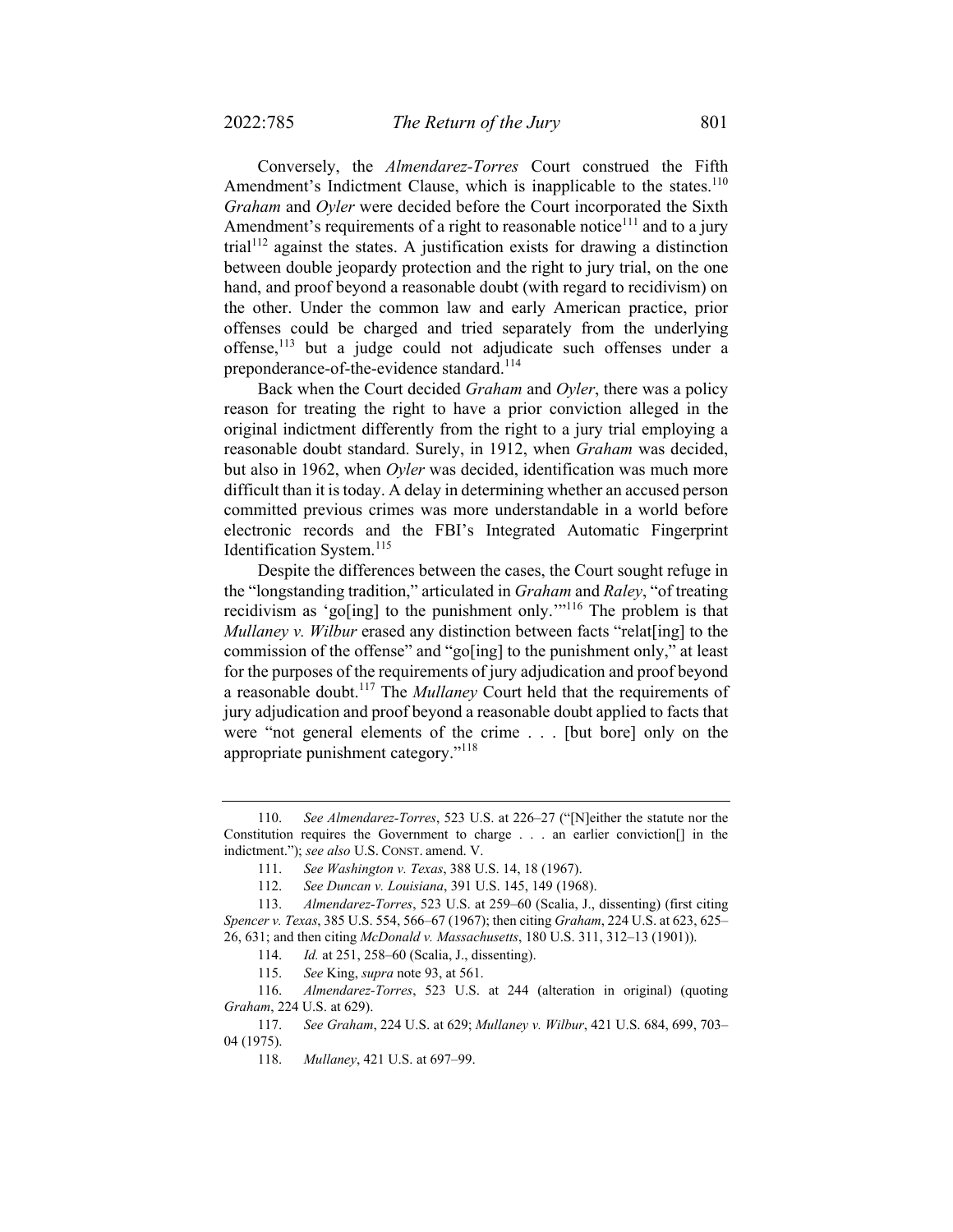Conversely, the *Almendarez-Torres* Court construed the Fifth Amendment's Indictment Clause, which is inapplicable to the states.[110] *Graham* and *Oyler* were decided before the Court incorporated the Sixth Amendment's requirements of a right to reasonable notice[111] and to a jury trial[112] against the states. A justification exists for drawing a distinction between double jeopardy protection and the right to jury trial, on the one hand, and proof beyond a reasonable doubt (with regard to recidivism) on the other. Under the common law and early American practice, prior offenses could be charged and tried separately from the underlying offense,[113] but a judge could not adjudicate such offenses under a preponderance-of-the-evidence standard.[114]

Back when the Court decided *Graham* and *Oyler*, there was a policy reason for treating the right to have a prior conviction alleged in the original indictment differently from the right to a jury trial employing a reasonable doubt standard. Surely, in 1912, when *Graham* was decided, but also in 1962, when *Oyler* was decided, identification was much more difficult than it is today. A delay in determining whether an accused person committed previous crimes was more understandable in a world before electronic records and the FBI's Integrated Automatic Fingerprint Identification System.[115]

Despite the differences between the cases, the Court sought refuge in the "longstanding tradition," articulated in *Graham* and *Raley*, "of treating recidivism as 'go[ing] to the punishment only.'"[116] The problem is that *Mullaney v. Wilbur* erased any distinction between facts "relat[ing] to the commission of the offense" and "go[ing] to the punishment only," at least for the purposes of the requirements of jury adjudication and proof beyond a reasonable doubt.[117] The *Mullaney* Court held that the requirements of jury adjudication and proof beyond a reasonable doubt applied to facts that were "not general elements of the crime . . . [but bore] only on the appropriate punishment category."[118]

---

110. *See Almendarez-Torres*, 523 U.S. at 226–27 ("[N]either the statute nor the Constitution requires the Government to charge . . . an earlier conviction[] in the indictment."); *see also* U.S. CONST. amend. V.

111. *See Washington v. Texas*, 388 U.S. 14, 18 (1967).

112. *See Duncan v. Louisiana*, 391 U.S. 145, 149 (1968).

113. *Almendarez-Torres*, 523 U.S. at 259–60 (Scalia, J., dissenting) (first citing *Spencer v. Texas*, 385 U.S. 554, 566–67 (1967); then citing *Graham*, 224 U.S. at 623, 625–26, 631; and then citing *McDonald v. Massachusetts*, 180 U.S. 311, 312–13 (1901)).

114. *Id.* at 251, 258–60 (Scalia, J., dissenting).

115. *See* King, *supra* note 93, at 561.

116. *Almendarez-Torres*, 523 U.S. at 244 (alteration in original) (quoting *Graham*, 224 U.S. at 629).

117. *See Graham*, 224 U.S. at 629; *Mullaney v. Wilbur*, 421 U.S. 684, 699, 703–04 (1975).

118. *Mullaney*, 421 U.S. at 697–99.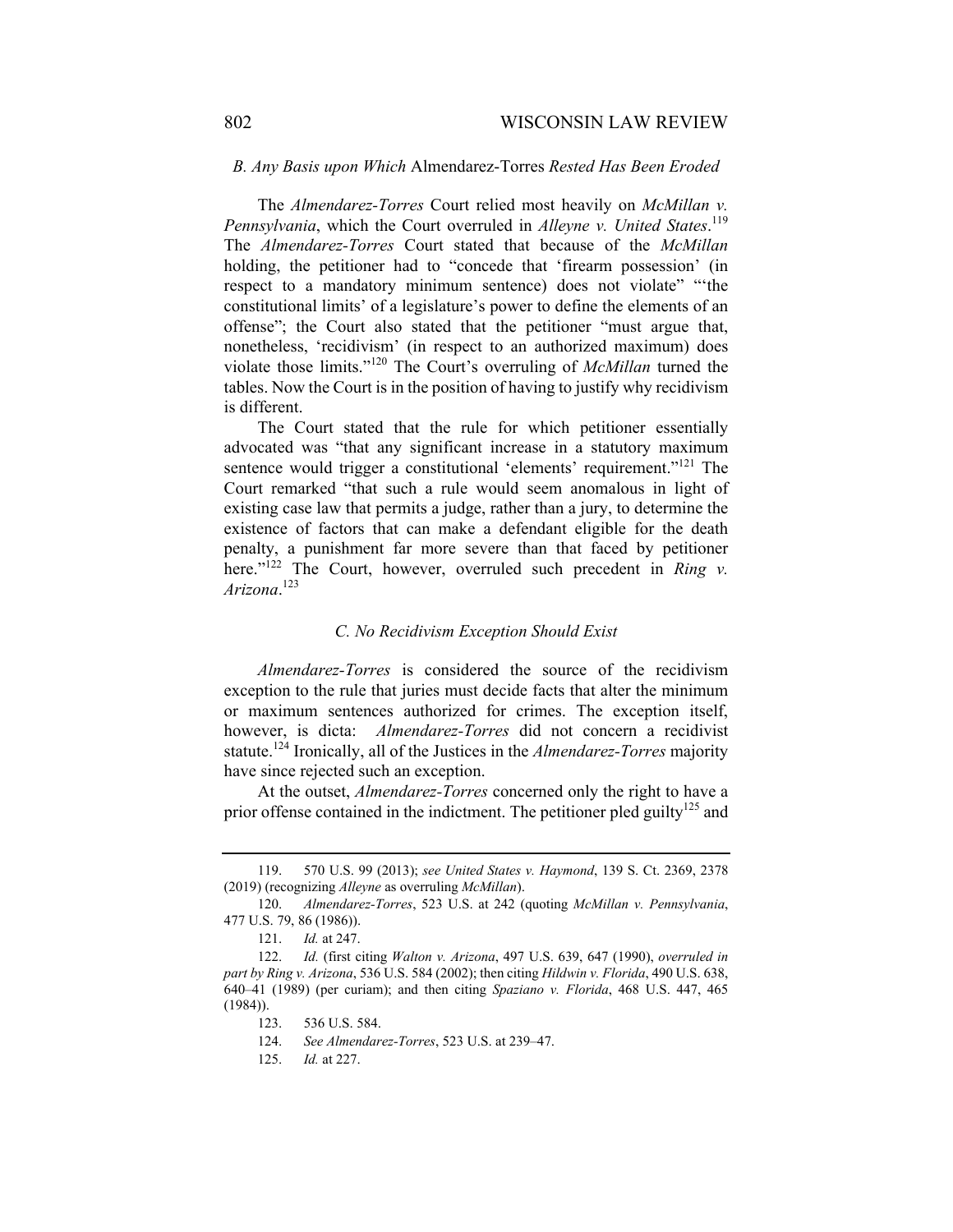### *B. Any Basis upon Which* Almendarez-Torres *Rested Has Been Eroded*

The *Almendarez-Torres* Court relied most heavily on *McMillan v. Pennsylvania*, which the Court overruled in *Alleyne v. United States*.[119] The *Almendarez-Torres* Court stated that because of the *McMillan* holding, the petitioner had to "concede that 'firearm possession' (in respect to a mandatory minimum sentence) does not violate" "'the constitutional limits' of a legislature's power to define the elements of an offense"; the Court also stated that the petitioner "must argue that, nonetheless, 'recidivism' (in respect to an authorized maximum) does violate those limits."[120] The Court's overruling of *McMillan* turned the tables. Now the Court is in the position of having to justify why recidivism is different.

The Court stated that the rule for which petitioner essentially advocated was "that any significant increase in a statutory maximum sentence would trigger a constitutional 'elements' requirement."[121] The Court remarked "that such a rule would seem anomalous in light of existing case law that permits a judge, rather than a jury, to determine the existence of factors that can make a defendant eligible for the death penalty, a punishment far more severe than that faced by petitioner here."[122] The Court, however, overruled such precedent in *Ring v. Arizona*.[123]

### *C. No Recidivism Exception Should Exist*

*Almendarez-Torres* is considered the source of the recidivism exception to the rule that juries must decide facts that alter the minimum or maximum sentences authorized for crimes. The exception itself, however, is dicta: *Almendarez-Torres* did not concern a recidivist statute.[124] Ironically, all of the Justices in the *Almendarez-Torres* majority have since rejected such an exception.

At the outset, *Almendarez-Torres* concerned only the right to have a prior offense contained in the indictment. The petitioner pled guilty[125] and

---

119. 570 U.S. 99 (2013); *see United States v. Haymond*, 139 S. Ct. 2369, 2378 (2019) (recognizing *Alleyne* as overruling *McMillan*).

120. *Almendarez-Torres*, 523 U.S. at 242 (quoting *McMillan v. Pennsylvania*, 477 U.S. 79, 86 (1986)).

121. *Id.* at 247.

122. *Id.* (first citing *Walton v. Arizona*, 497 U.S. 639, 647 (1990), *overruled in part by Ring v. Arizona*, 536 U.S. 584 (2002); then citing *Hildwin v. Florida*, 490 U.S. 638, 640–41 (1989) (per curiam); and then citing *Spaziano v. Florida*, 468 U.S. 447, 465 (1984)).

123. 536 U.S. 584.

124. *See Almendarez-Torres*, 523 U.S. at 239–47.

125. *Id.* at 227.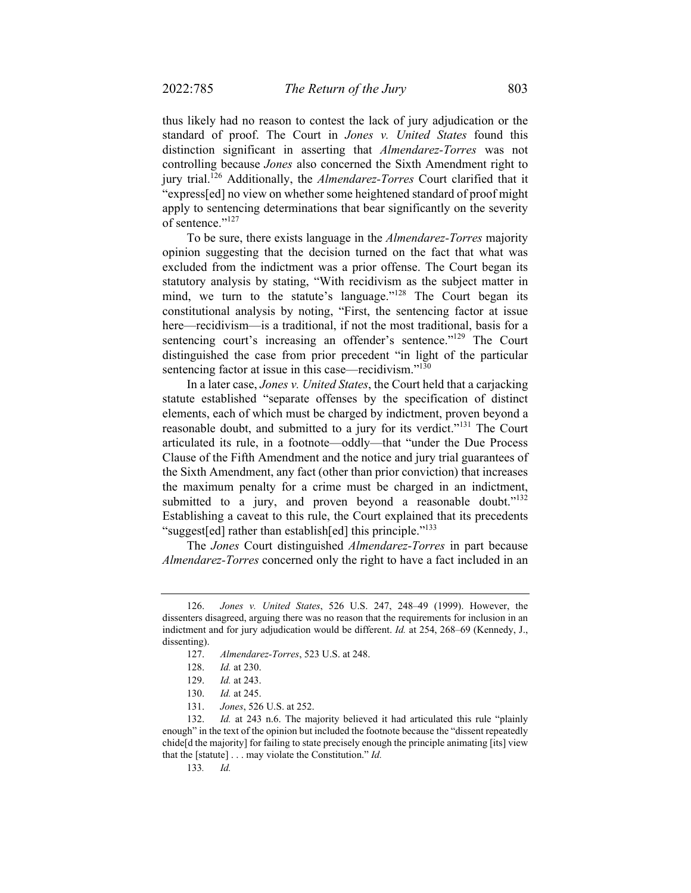thus likely had no reason to contest the lack of jury adjudication or the standard of proof. The Court in *Jones v. United States* found this distinction significant in asserting that *Almendarez-Torres* was not controlling because *Jones* also concerned the Sixth Amendment right to jury trial.[126] Additionally, the *Almendarez-Torres* Court clarified that it "express[ed] no view on whether some heightened standard of proof might apply to sentencing determinations that bear significantly on the severity of sentence."[127]

To be sure, there exists language in the *Almendarez-Torres* majority opinion suggesting that the decision turned on the fact that what was excluded from the indictment was a prior offense. The Court began its statutory analysis by stating, "With recidivism as the subject matter in mind, we turn to the statute's language."[128] The Court began its constitutional analysis by noting, "First, the sentencing factor at issue here—recidivism—is a traditional, if not the most traditional, basis for a sentencing court's increasing an offender's sentence."[129] The Court distinguished the case from prior precedent "in light of the particular sentencing factor at issue in this case—recidivism."[130]

In a later case, *Jones v. United States*, the Court held that a carjacking statute established "separate offenses by the specification of distinct elements, each of which must be charged by indictment, proven beyond a reasonable doubt, and submitted to a jury for its verdict."[131] The Court articulated its rule, in a footnote—oddly—that "under the Due Process Clause of the Fifth Amendment and the notice and jury trial guarantees of the Sixth Amendment, any fact (other than prior conviction) that increases the maximum penalty for a crime must be charged in an indictment, submitted to a jury, and proven beyond a reasonable doubt."[132] Establishing a caveat to this rule, the Court explained that its precedents "suggest[ed] rather than establish[ed] this principle."[133]

The *Jones* Court distinguished *Almendarez-Torres* in part because *Almendarez-Torres* concerned only the right to have a fact included in an

---

126. *Jones v. United States*, 526 U.S. 247, 248–49 (1999). However, the dissenters disagreed, arguing there was no reason that the requirements for inclusion in an indictment and for jury adjudication would be different. *Id.* at 254, 268–69 (Kennedy, J., dissenting).

127. *Almendarez-Torres*, 523 U.S. at 248.

128. *Id.* at 230.

129. *Id.* at 243.

130. *Id.* at 245.

131. *Jones*, 526 U.S. at 252.

132. *Id.* at 243 n.6. The majority believed it had articulated this rule "plainly enough" in the text of the opinion but included the footnote because the "dissent repeatedly chide[d the majority] for failing to state precisely enough the principle animating [its] view that the [statute] . . . may violate the Constitution." *Id.*

133. *Id.*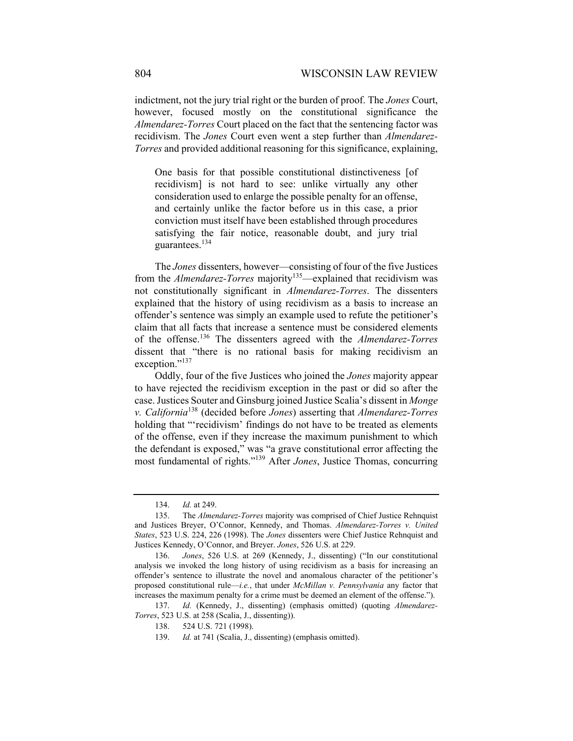indictment, not the jury trial right or the burden of proof. The *Jones* Court, however, focused mostly on the constitutional significance the *Almendarez-Torres* Court placed on the fact that the sentencing factor was recidivism. The *Jones* Court even went a step further than *Almendarez-Torres* and provided additional reasoning for this significance, explaining,

> One basis for that possible constitutional distinctiveness [of recidivism] is not hard to see: unlike virtually any other consideration used to enlarge the possible penalty for an offense, and certainly unlike the factor before us in this case, a prior conviction must itself have been established through procedures satisfying the fair notice, reasonable doubt, and jury trial guarantees.[134]

The *Jones* dissenters, however—consisting of four of the five Justices from the *Almendarez-Torres* majority[135]—explained that recidivism was not constitutionally significant in *Almendarez-Torres*. The dissenters explained that the history of using recidivism as a basis to increase an offender's sentence was simply an example used to refute the petitioner's claim that all facts that increase a sentence must be considered elements of the offense.[136] The dissenters agreed with the *Almendarez-Torres* dissent that "there is no rational basis for making recidivism an exception."[137]

Oddly, four of the five Justices who joined the *Jones* majority appear to have rejected the recidivism exception in the past or did so after the case. Justices Souter and Ginsburg joined Justice Scalia's dissent in *Monge v. California*[138] (decided before *Jones*) asserting that *Almendarez-Torres* holding that "'recidivism' findings do not have to be treated as elements of the offense, even if they increase the maximum punishment to which the defendant is exposed," was "a grave constitutional error affecting the most fundamental of rights."[139] After *Jones*, Justice Thomas, concurring

---

134. *Id.* at 249.

135. The *Almendarez-Torres* majority was comprised of Chief Justice Rehnquist and Justices Breyer, O'Connor, Kennedy, and Thomas. *Almendarez-Torres v. United States*, 523 U.S. 224, 226 (1998). The *Jones* dissenters were Chief Justice Rehnquist and Justices Kennedy, O'Connor, and Breyer. *Jones*, 526 U.S. at 229.

136. *Jones*, 526 U.S. at 269 (Kennedy, J., dissenting) ("In our constitutional analysis we invoked the long history of using recidivism as a basis for increasing an offender's sentence to illustrate the novel and anomalous character of the petitioner's proposed constitutional rule—*i.e.*, that under *McMillan v. Pennsylvania* any factor that increases the maximum penalty for a crime must be deemed an element of the offense.").

137. *Id.* (Kennedy, J., dissenting) (emphasis omitted) (quoting *Almendarez-Torres*, 523 U.S. at 258 (Scalia, J., dissenting)).

138. 524 U.S. 721 (1998).

139. *Id.* at 741 (Scalia, J., dissenting) (emphasis omitted).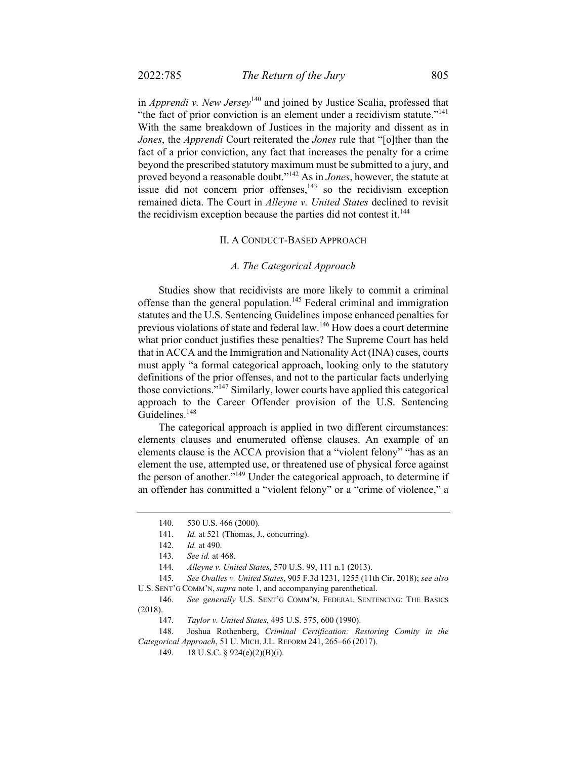in *Apprendi v. New Jersey*[140] and joined by Justice Scalia, professed that "the fact of prior conviction is an element under a recidivism statute."[141] With the same breakdown of Justices in the majority and dissent as in *Jones*, the *Apprendi* Court reiterated the *Jones* rule that "[o]ther than the fact of a prior conviction, any fact that increases the penalty for a crime beyond the prescribed statutory maximum must be submitted to a jury, and proved beyond a reasonable doubt."[142] As in *Jones*, however, the statute at issue did not concern prior offenses,[143] so the recidivism exception remained dicta. The Court in *Alleyne v. United States* declined to revisit the recidivism exception because the parties did not contest it.[144]

## II. A Conduct-Based Approach

### *A. The Categorical Approach*

Studies show that recidivists are more likely to commit a criminal offense than the general population.[145] Federal criminal and immigration statutes and the U.S. Sentencing Guidelines impose enhanced penalties for previous violations of state and federal law.[146] How does a court determine what prior conduct justifies these penalties? The Supreme Court has held that in ACCA and the Immigration and Nationality Act (INA) cases, courts must apply "a formal categorical approach, looking only to the statutory definitions of the prior offenses, and not to the particular facts underlying those convictions."[147] Similarly, lower courts have applied this categorical approach to the Career Offender provision of the U.S. Sentencing Guidelines.[148]

The categorical approach is applied in two different circumstances: elements clauses and enumerated offense clauses. An example of an elements clause is the ACCA provision that a "violent felony" "has as an element the use, attempted use, or threatened use of physical force against the person of another."[149] Under the categorical approach, to determine if an offender has committed a "violent felony" or a "crime of violence," a

---

140. 530 U.S. 466 (2000).

141. *Id.* at 521 (Thomas, J., concurring).

142. *Id.* at 490.

143. *See id.* at 468.

144. *Alleyne v. United States*, 570 U.S. 99, 111 n.1 (2013).

145. *See Ovalles v. United States*, 905 F.3d 1231, 1255 (11th Cir. 2018); *see also* U.S. Sent'g Comm'n, *supra* note 1, and accompanying parenthetical.

146. *See generally* U.S. Sent'g Comm'n, Federal Sentencing: The Basics (2018).

147. *Taylor v. United States*, 495 U.S. 575, 600 (1990).

148. Joshua Rothenberg, *Criminal Certification: Restoring Comity in the Categorical Approach*, 51 U. Mich. J.L. Reform 241, 265–66 (2017).

149. 18 U.S.C. § 924(e)(2)(B)(i).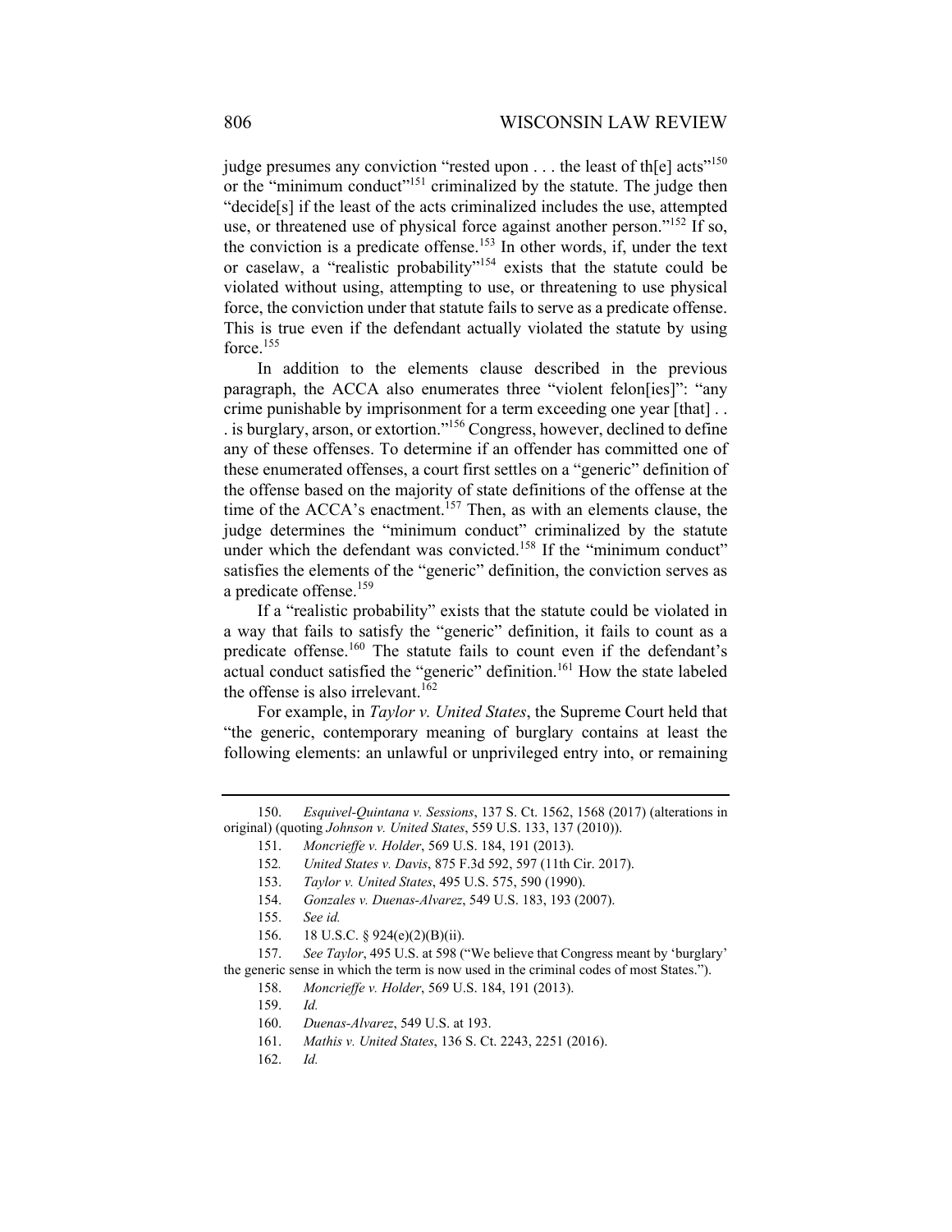judge presumes any conviction "rested upon . . . the least of th[e] acts"[150] or the "minimum conduct"[151] criminalized by the statute. The judge then "decide[s] if the least of the acts criminalized includes the use, attempted use, or threatened use of physical force against another person."[152] If so, the conviction is a predicate offense.[153] In other words, if, under the text or caselaw, a "realistic probability"[154] exists that the statute could be violated without using, attempting to use, or threatening to use physical force, the conviction under that statute fails to serve as a predicate offense. This is true even if the defendant actually violated the statute by using force.[155]

In addition to the elements clause described in the previous paragraph, the ACCA also enumerates three "violent felon[ies]": "any crime punishable by imprisonment for a term exceeding one year [that] . . . is burglary, arson, or extortion."[156] Congress, however, declined to define any of these offenses. To determine if an offender has committed one of these enumerated offenses, a court first settles on a "generic" definition of the offense based on the majority of state definitions of the offense at the time of the ACCA's enactment.[157] Then, as with an elements clause, the judge determines the "minimum conduct" criminalized by the statute under which the defendant was convicted.[158] If the "minimum conduct" satisfies the elements of the "generic" definition, the conviction serves as a predicate offense.[159]

If a "realistic probability" exists that the statute could be violated in a way that fails to satisfy the "generic" definition, it fails to count as a predicate offense.[160] The statute fails to count even if the defendant's actual conduct satisfied the "generic" definition.[161] How the state labeled the offense is also irrelevant.[162]

For example, in *Taylor v. United States*, the Supreme Court held that "the generic, contemporary meaning of burglary contains at least the following elements: an unlawful or unprivileged entry into, or remaining

---

150. *Esquivel-Quintana v. Sessions*, 137 S. Ct. 1562, 1568 (2017) (alterations in original) (quoting *Johnson v. United States*, 559 U.S. 133, 137 (2010)).

151. *Moncrieffe v. Holder*, 569 U.S. 184, 191 (2013).

152. *United States v. Davis*, 875 F.3d 592, 597 (11th Cir. 2017).

153. *Taylor v. United States*, 495 U.S. 575, 590 (1990).

154. *Gonzales v. Duenas-Alvarez*, 549 U.S. 183, 193 (2007).

155. *See id.*

156. 18 U.S.C. § 924(e)(2)(B)(ii).

157. *See Taylor*, 495 U.S. at 598 ("We believe that Congress meant by 'burglary' the generic sense in which the term is now used in the criminal codes of most States.").

158. *Moncrieffe v. Holder*, 569 U.S. 184, 191 (2013).

159. *Id.*

160. *Duenas-Alvarez*, 549 U.S. at 193.

161. *Mathis v. United States*, 136 S. Ct. 2243, 2251 (2016).

162. *Id.*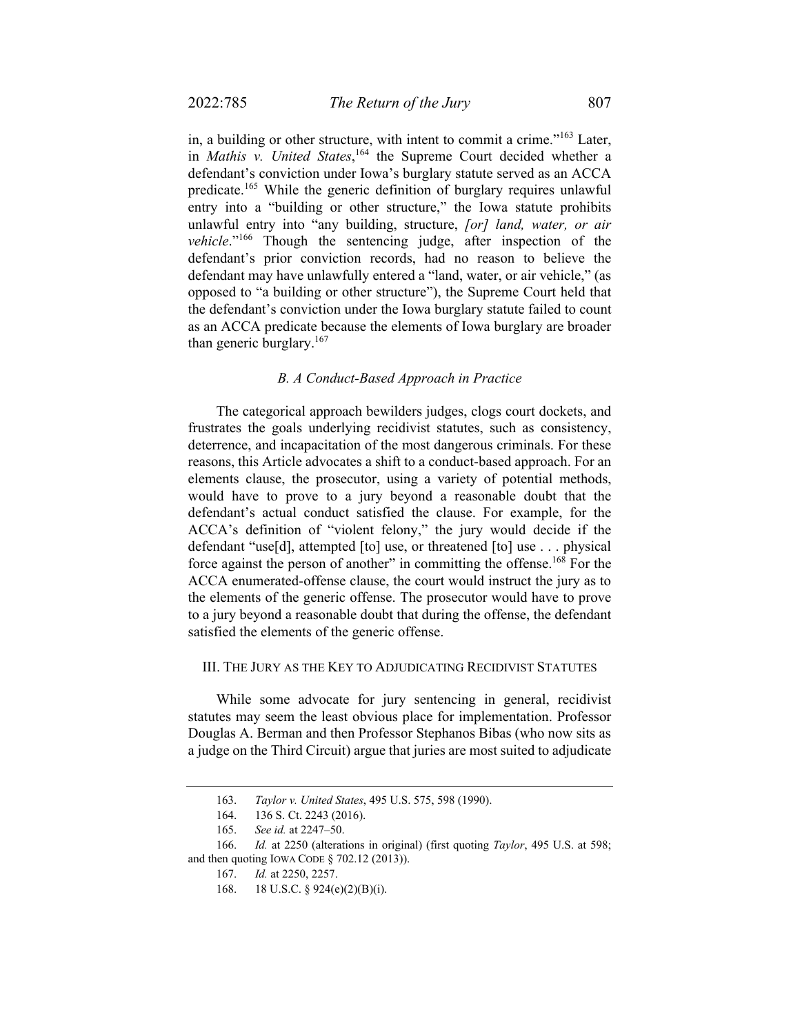in, a building or other structure, with intent to commit a crime."[163] Later, in *Mathis v. United States*,[164] the Supreme Court decided whether a defendant's conviction under Iowa's burglary statute served as an ACCA predicate.[165] While the generic definition of burglary requires unlawful entry into a "building or other structure," the Iowa statute prohibits unlawful entry into "any building, structure, *[or] land, water, or air vehicle*."[166] Though the sentencing judge, after inspection of the defendant's prior conviction records, had no reason to believe the defendant may have unlawfully entered a "land, water, or air vehicle," (as opposed to "a building or other structure"), the Supreme Court held that the defendant's conviction under the Iowa burglary statute failed to count as an ACCA predicate because the elements of Iowa burglary are broader than generic burglary.[167]

### *B. A Conduct-Based Approach in Practice*

The categorical approach bewilders judges, clogs court dockets, and frustrates the goals underlying recidivist statutes, such as consistency, deterrence, and incapacitation of the most dangerous criminals. For these reasons, this Article advocates a shift to a conduct-based approach. For an elements clause, the prosecutor, using a variety of potential methods, would have to prove to a jury beyond a reasonable doubt that the defendant's actual conduct satisfied the clause. For example, for the ACCA's definition of "violent felony," the jury would decide if the defendant "use[d], attempted [to] use, or threatened [to] use . . . physical force against the person of another" in committing the offense.[168] For the ACCA enumerated-offense clause, the court would instruct the jury as to the elements of the generic offense. The prosecutor would have to prove to a jury beyond a reasonable doubt that during the offense, the defendant satisfied the elements of the generic offense.

## III. The Jury as the Key to Adjudicating Recidivist Statutes

While some advocate for jury sentencing in general, recidivist statutes may seem the least obvious place for implementation. Professor Douglas A. Berman and then Professor Stephanos Bibas (who now sits as a judge on the Third Circuit) argue that juries are most suited to adjudicate

---

163. *Taylor v. United States*, 495 U.S. 575, 598 (1990).

164. 136 S. Ct. 2243 (2016).

165. *See id.* at 2247–50.

166. *Id.* at 2250 (alterations in original) (first quoting *Taylor*, 495 U.S. at 598; and then quoting Iowa Code § 702.12 (2013)).

167. *Id.* at 2250, 2257.

168. 18 U.S.C. § 924(e)(2)(B)(i).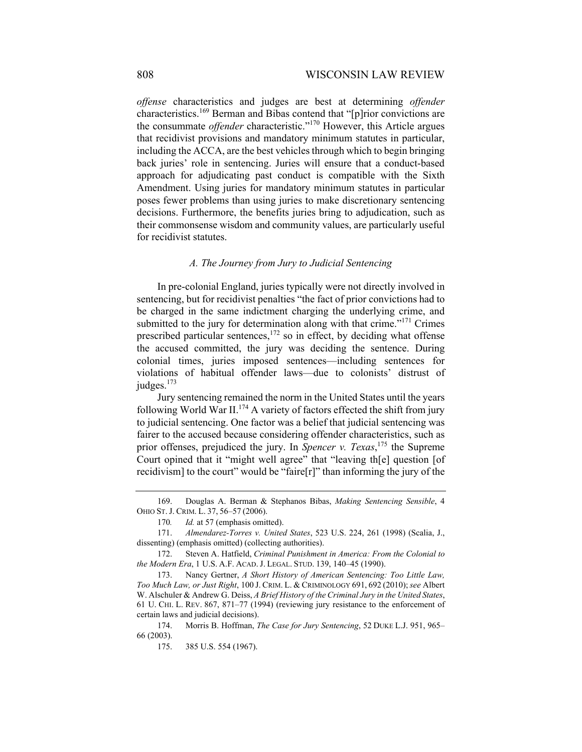*offense* characteristics and judges are best at determining *offender* characteristics.[169] Berman and Bibas contend that "[p]rior convictions are the consummate *offender* characteristic."[170] However, this Article argues that recidivist provisions and mandatory minimum statutes in particular, including the ACCA, are the best vehicles through which to begin bringing back juries' role in sentencing. Juries will ensure that a conduct-based approach for adjudicating past conduct is compatible with the Sixth Amendment. Using juries for mandatory minimum statutes in particular poses fewer problems than using juries to make discretionary sentencing decisions. Furthermore, the benefits juries bring to adjudication, such as their commonsense wisdom and community values, are particularly useful for recidivist statutes.

### *A. The Journey from Jury to Judicial Sentencing*

In pre-colonial England, juries typically were not directly involved in sentencing, but for recidivist penalties "the fact of prior convictions had to be charged in the same indictment charging the underlying crime, and submitted to the jury for determination along with that crime."[171] Crimes prescribed particular sentences,[172] so in effect, by deciding what offense the accused committed, the jury was deciding the sentence. During colonial times, juries imposed sentences—including sentences for violations of habitual offender laws—due to colonists' distrust of judges.[173]

Jury sentencing remained the norm in the United States until the years following World War II.[174] A variety of factors effected the shift from jury to judicial sentencing. One factor was a belief that judicial sentencing was fairer to the accused because considering offender characteristics, such as prior offenses, prejudiced the jury. In *Spencer v. Texas*,[175] the Supreme Court opined that it "might well agree" that "leaving th[e] question [of recidivism] to the court" would be "faire[r]" than informing the jury of the

---

169. Douglas A. Berman & Stephanos Bibas, *Making Sentencing Sensible*, 4 OHIO ST. J. CRIM. L. 37, 56–57 (2006).

170. *Id.* at 57 (emphasis omitted).

171. *Almendarez-Torres v. United States*, 523 U.S. 224, 261 (1998) (Scalia, J., dissenting) (emphasis omitted) (collecting authorities).

172. Steven A. Hatfield, *Criminal Punishment in America: From the Colonial to the Modern Era*, 1 U.S. A.F. ACAD. J. LEGAL. STUD. 139, 140–45 (1990).

173. Nancy Gertner, *A Short History of American Sentencing: Too Little Law, Too Much Law, or Just Right*, 100 J. CRIM. L. & CRIMINOLOGY 691, 692 (2010); *see* Albert W. Alschuler & Andrew G. Deiss, *A Brief History of the Criminal Jury in the United States*, 61 U. CHI. L. REV. 867, 871–77 (1994) (reviewing jury resistance to the enforcement of certain laws and judicial decisions).

174. Morris B. Hoffman, *The Case for Jury Sentencing*, 52 DUKE L.J. 951, 965–66 (2003).

175. 385 U.S. 554 (1967).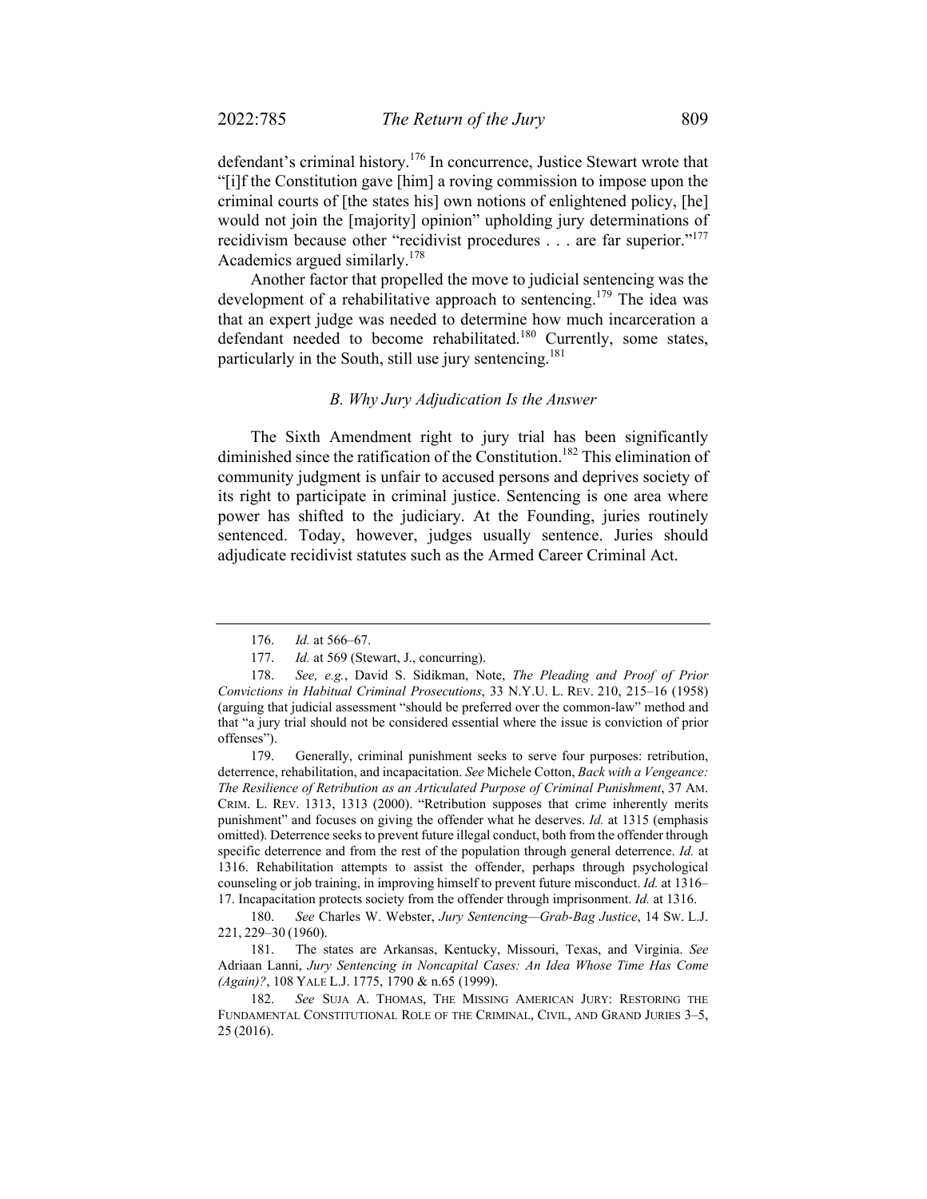defendant's criminal history.[176] In concurrence, Justice Stewart wrote that "[i]f the Constitution gave [him] a roving commission to impose upon the criminal courts of [the states his] own notions of enlightened policy, [he] would not join the [majority] opinion" upholding jury determinations of recidivism because other "recidivist procedures . . . are far superior."[177] Academics argued similarly.[178]

Another factor that propelled the move to judicial sentencing was the development of a rehabilitative approach to sentencing.[179] The idea was that an expert judge was needed to determine how much incarceration a defendant needed to become rehabilitated.[180] Currently, some states, particularly in the South, still use jury sentencing.[181]

### *B. Why Jury Adjudication Is the Answer*

The Sixth Amendment right to jury trial has been significantly diminished since the ratification of the Constitution.[182] This elimination of community judgment is unfair to accused persons and deprives society of its right to participate in criminal justice. Sentencing is one area where power has shifted to the judiciary. At the Founding, juries routinely sentenced. Today, however, judges usually sentence. Juries should adjudicate recidivist statutes such as the Armed Career Criminal Act.

---

176. *Id.* at 566–67.

177. *Id.* at 569 (Stewart, J., concurring).

178. *See, e.g.*, David S. Sidikman, Note, *The Pleading and Proof of Prior Convictions in Habitual Criminal Prosecutions*, 33 N.Y.U. L. REV. 210, 215–16 (1958) (arguing that judicial assessment "should be preferred over the common-law" method and that "a jury trial should not be considered essential where the issue is conviction of prior offenses").

179. Generally, criminal punishment seeks to serve four purposes: retribution, deterrence, rehabilitation, and incapacitation. *See* Michele Cotton, *Back with a Vengeance: The Resilience of Retribution as an Articulated Purpose of Criminal Punishment*, 37 AM. CRIM. L. REV. 1313, 1313 (2000). "Retribution supposes that crime inherently merits punishment" and focuses on giving the offender what he deserves. *Id.* at 1315 (emphasis omitted). Deterrence seeks to prevent future illegal conduct, both from the offender through specific deterrence and from the rest of the population through general deterrence. *Id.* at 1316. Rehabilitation attempts to assist the offender, perhaps through psychological counseling or job training, in improving himself to prevent future misconduct. *Id.* at 1316–17. Incapacitation protects society from the offender through imprisonment. *Id.* at 1316.

180. *See* Charles W. Webster, *Jury Sentencing—Grab-Bag Justice*, 14 SW. L.J. 221, 229–30 (1960).

181. The states are Arkansas, Kentucky, Missouri, Texas, and Virginia. *See* Adriaan Lanni, *Jury Sentencing in Noncapital Cases: An Idea Whose Time Has Come (Again)?*, 108 YALE L.J. 1775, 1790 & n.65 (1999).

182. *See* SUJA A. THOMAS, THE MISSING AMERICAN JURY: RESTORING THE FUNDAMENTAL CONSTITUTIONAL ROLE OF THE CRIMINAL, CIVIL, AND GRAND JURIES 3–5, 25 (2016).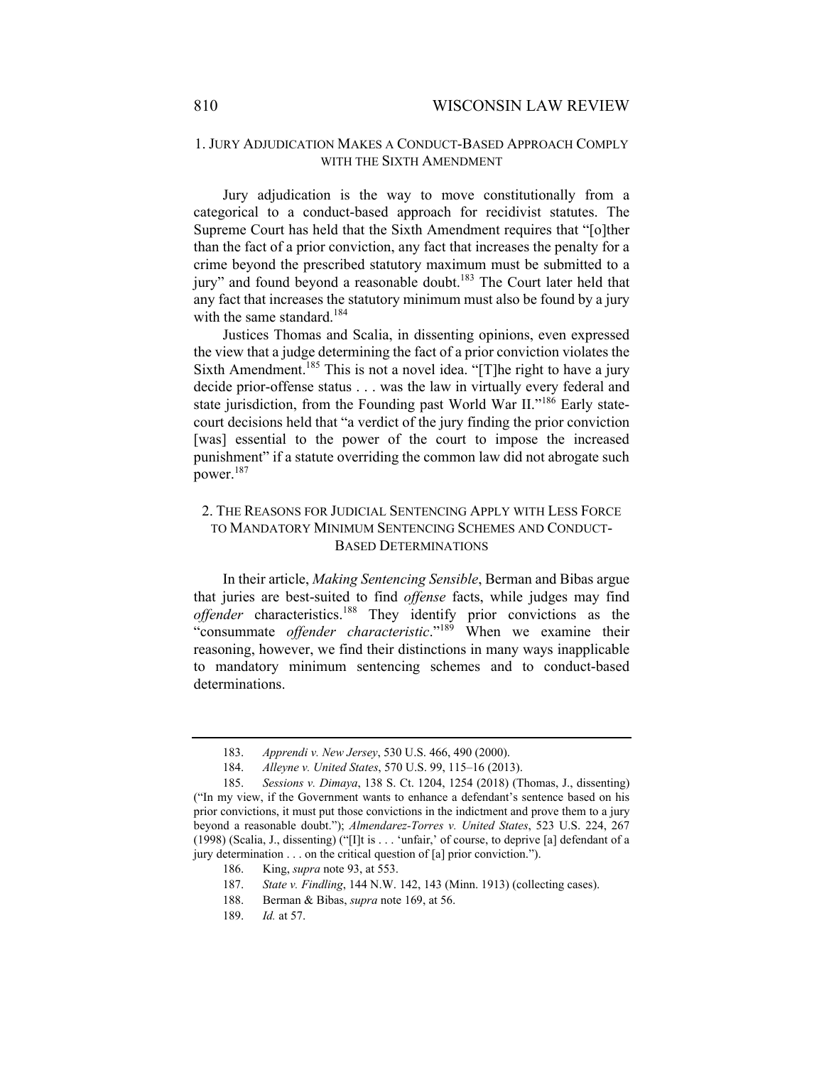### 1. Jury Adjudication Makes a Conduct-Based Approach Comply with the Sixth Amendment

Jury adjudication is the way to move constitutionally from a categorical to a conduct-based approach for recidivist statutes. The Supreme Court has held that the Sixth Amendment requires that "[o]ther than the fact of a prior conviction, any fact that increases the penalty for a crime beyond the prescribed statutory maximum must be submitted to a jury" and found beyond a reasonable doubt.[183] The Court later held that any fact that increases the statutory minimum must also be found by a jury with the same standard.[184]

Justices Thomas and Scalia, in dissenting opinions, even expressed the view that a judge determining the fact of a prior conviction violates the Sixth Amendment.[185] This is not a novel idea. "[T]he right to have a jury decide prior-offense status . . . was the law in virtually every federal and state jurisdiction, from the Founding past World War II."[186] Early state-court decisions held that "a verdict of the jury finding the prior conviction [was] essential to the power of the court to impose the increased punishment" if a statute overriding the common law did not abrogate such power.[187]

### 2. The Reasons for Judicial Sentencing Apply with Less Force to Mandatory Minimum Sentencing Schemes and Conduct-Based Determinations

In their article, *Making Sentencing Sensible*, Berman and Bibas argue that juries are best-suited to find *offense* facts, while judges may find *offender* characteristics.[188] They identify prior convictions as the "consummate *offender characteristic*."[189] When we examine their reasoning, however, we find their distinctions in many ways inapplicable to mandatory minimum sentencing schemes and to conduct-based determinations.

---

183. *Apprendi v. New Jersey*, 530 U.S. 466, 490 (2000).

184. *Alleyne v. United States*, 570 U.S. 99, 115–16 (2013).

185. *Sessions v. Dimaya*, 138 S. Ct. 1204, 1254 (2018) (Thomas, J., dissenting) ("In my view, if the Government wants to enhance a defendant's sentence based on his prior convictions, it must put those convictions in the indictment and prove them to a jury beyond a reasonable doubt."); *Almendarez-Torres v. United States*, 523 U.S. 224, 267 (1998) (Scalia, J., dissenting) ("[I]t is . . . 'unfair,' of course, to deprive [a] defendant of a jury determination . . . on the critical question of [a] prior conviction.").

186. King, *supra* note 93, at 553.

187. *State v. Findling*, 144 N.W. 142, 143 (Minn. 1913) (collecting cases).

188. Berman & Bibas, *supra* note 169, at 56.

189. *Id.* at 57.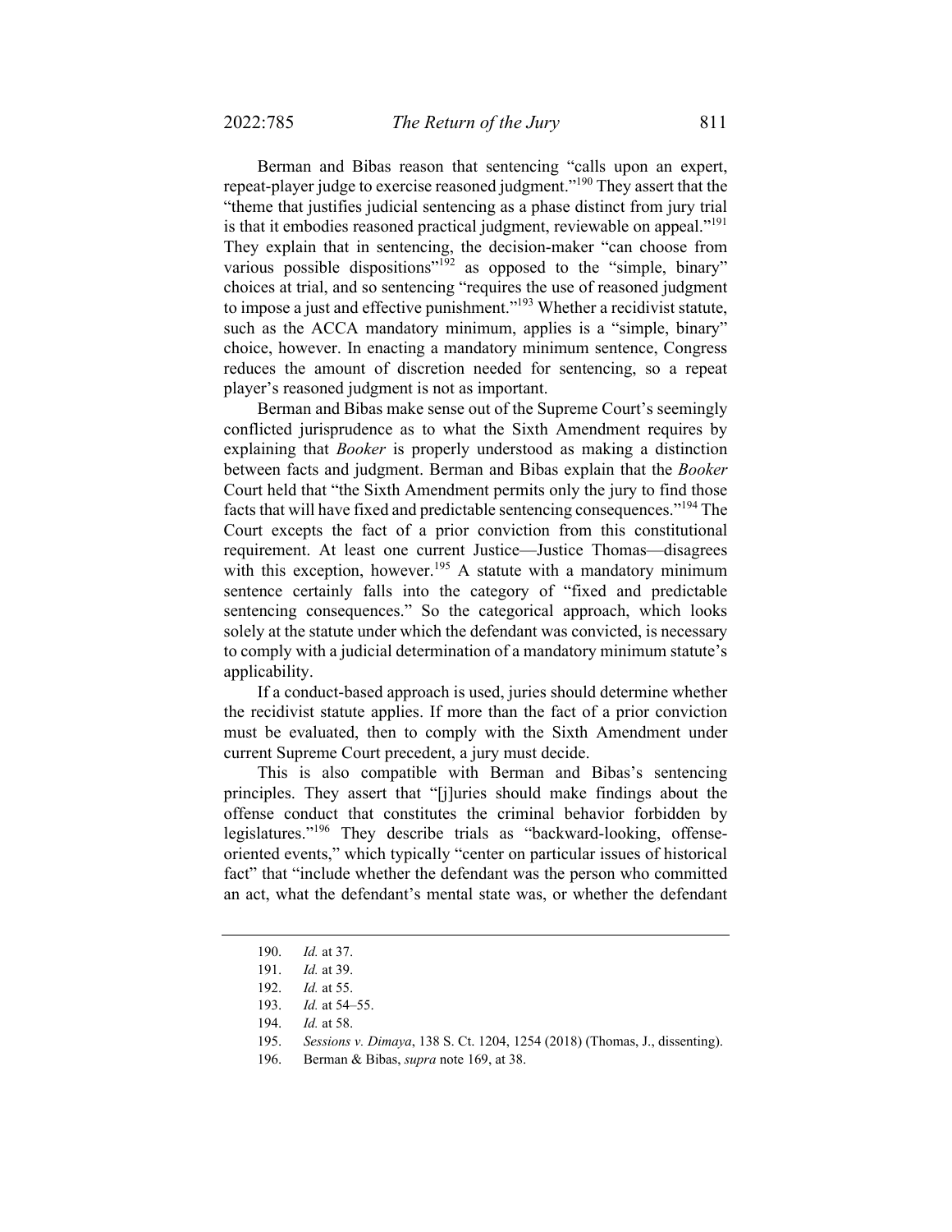Berman and Bibas reason that sentencing "calls upon an expert, repeat-player judge to exercise reasoned judgment."[190] They assert that the "theme that justifies judicial sentencing as a phase distinct from jury trial is that it embodies reasoned practical judgment, reviewable on appeal."[191] They explain that in sentencing, the decision-maker "can choose from various possible dispositions"[192] as opposed to the "simple, binary" choices at trial, and so sentencing "requires the use of reasoned judgment to impose a just and effective punishment."[193] Whether a recidivist statute, such as the ACCA mandatory minimum, applies is a "simple, binary" choice, however. In enacting a mandatory minimum sentence, Congress reduces the amount of discretion needed for sentencing, so a repeat player's reasoned judgment is not as important.

Berman and Bibas make sense out of the Supreme Court's seemingly conflicted jurisprudence as to what the Sixth Amendment requires by explaining that *Booker* is properly understood as making a distinction between facts and judgment. Berman and Bibas explain that the *Booker* Court held that "the Sixth Amendment permits only the jury to find those facts that will have fixed and predictable sentencing consequences."[194] The Court excepts the fact of a prior conviction from this constitutional requirement. At least one current Justice—Justice Thomas—disagrees with this exception, however.[195] A statute with a mandatory minimum sentence certainly falls into the category of "fixed and predictable sentencing consequences." So the categorical approach, which looks solely at the statute under which the defendant was convicted, is necessary to comply with a judicial determination of a mandatory minimum statute's applicability.

If a conduct-based approach is used, juries should determine whether the recidivist statute applies. If more than the fact of a prior conviction must be evaluated, then to comply with the Sixth Amendment under current Supreme Court precedent, a jury must decide.

This is also compatible with Berman and Bibas's sentencing principles. They assert that "[j]uries should make findings about the offense conduct that constitutes the criminal behavior forbidden by legislatures."[196] They describe trials as "backward-looking, offense-oriented events," which typically "center on particular issues of historical fact" that "include whether the defendant was the person who committed an act, what the defendant's mental state was, or whether the defendant

---

190. *Id.* at 37.

191. *Id.* at 39.

192. *Id.* at 55.

193. *Id.* at 54–55.

194. *Id.* at 58.

195. *Sessions v. Dimaya*, 138 S. Ct. 1204, 1254 (2018) (Thomas, J., dissenting).

196. Berman & Bibas, *supra* note 169, at 38.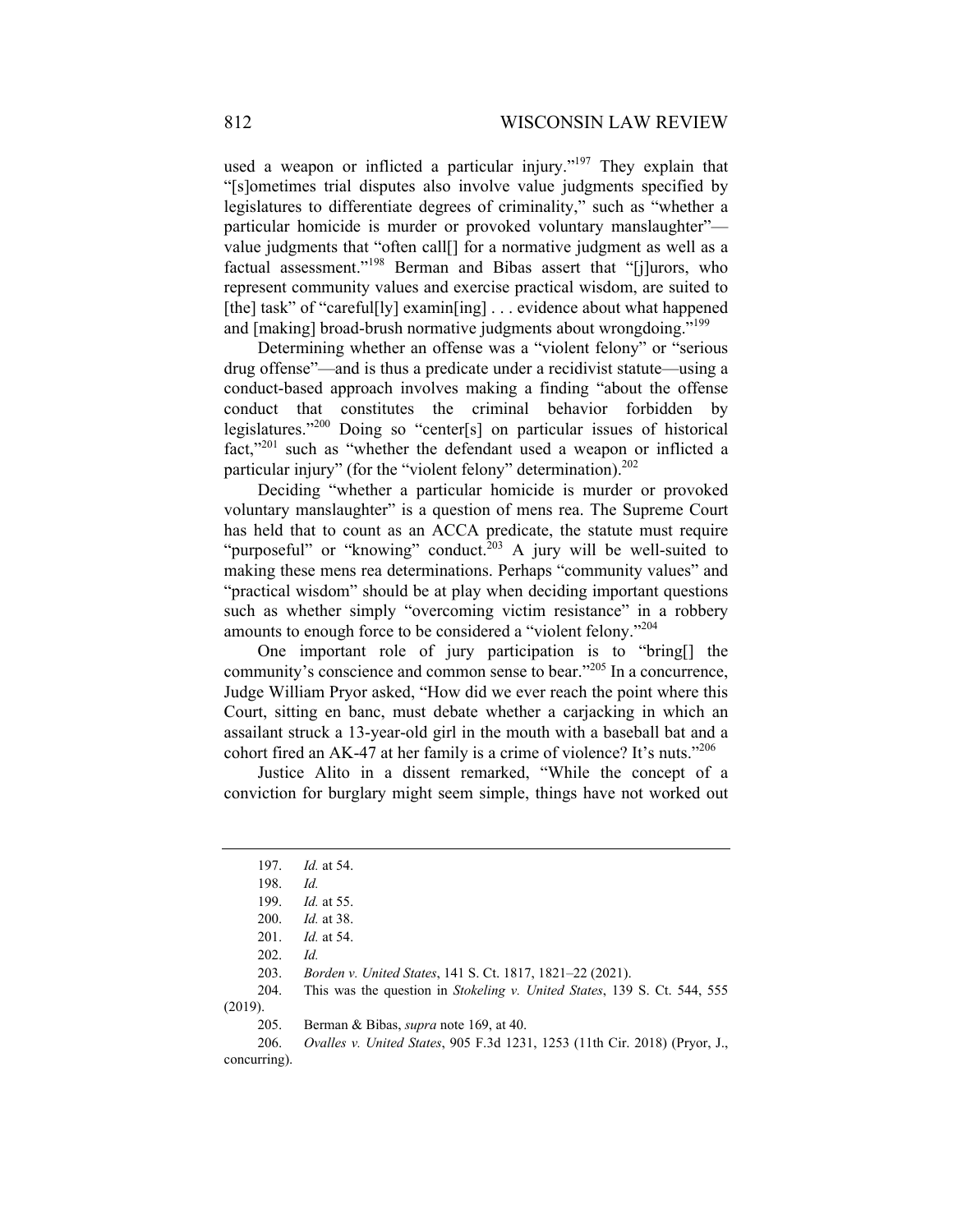used a weapon or inflicted a particular injury."[197] They explain that "[s]ometimes trial disputes also involve value judgments specified by legislatures to differentiate degrees of criminality," such as "whether a particular homicide is murder or provoked voluntary manslaughter"—value judgments that "often call[] for a normative judgment as well as a factual assessment."[198] Berman and Bibas assert that "[j]urors, who represent community values and exercise practical wisdom, are suited to [the] task" of "careful[ly] examin[ing] . . . evidence about what happened and [making] broad-brush normative judgments about wrongdoing."[199]

Determining whether an offense was a "violent felony" or "serious drug offense"—and is thus a predicate under a recidivist statute—using a conduct-based approach involves making a finding "about the offense conduct that constitutes the criminal behavior forbidden by legislatures."[200] Doing so "center[s] on particular issues of historical fact,"[201] such as "whether the defendant used a weapon or inflicted a particular injury" (for the "violent felony" determination).[202]

Deciding "whether a particular homicide is murder or provoked voluntary manslaughter" is a question of mens rea. The Supreme Court has held that to count as an ACCA predicate, the statute must require "purposeful" or "knowing" conduct.[203] A jury will be well-suited to making these mens rea determinations. Perhaps "community values" and "practical wisdom" should be at play when deciding important questions such as whether simply "overcoming victim resistance" in a robbery amounts to enough force to be considered a "violent felony."[204]

One important role of jury participation is to "bring[] the community's conscience and common sense to bear."[205] In a concurrence, Judge William Pryor asked, "How did we ever reach the point where this Court, sitting en banc, must debate whether a carjacking in which an assailant struck a 13-year-old girl in the mouth with a baseball bat and a cohort fired an AK-47 at her family is a crime of violence? It's nuts."[206]

Justice Alito in a dissent remarked, "While the concept of a conviction for burglary might seem simple, things have not worked out

---

197. *Id.* at 54.

198. *Id.*

199. *Id.* at 55.

200. *Id.* at 38.

201. *Id.* at 54.

202. *Id.*

203. *Borden v. United States*, 141 S. Ct. 1817, 1821–22 (2021).

204. This was the question in *Stokeling v. United States*, 139 S. Ct. 544, 555 (2019).

205. Berman & Bibas, *supra* note 169, at 40.

206. *Ovalles v. United States*, 905 F.3d 1231, 1253 (11th Cir. 2018) (Pryor, J., concurring).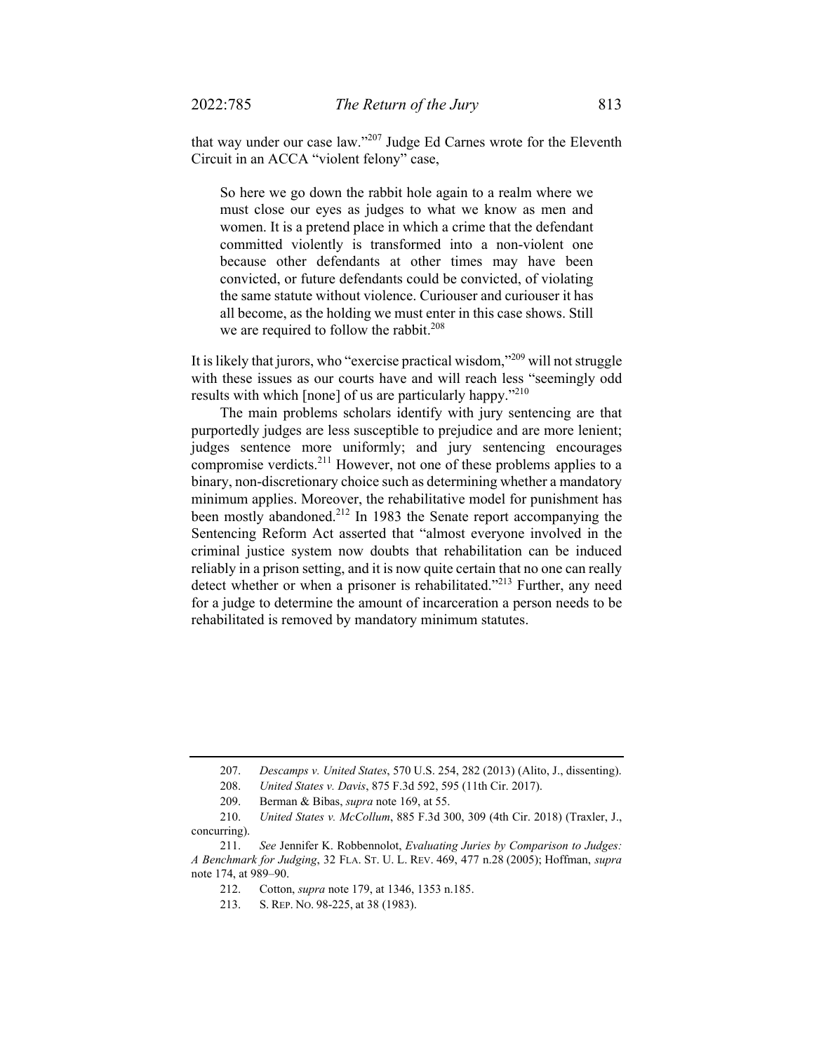that way under our case law."[207] Judge Ed Carnes wrote for the Eleventh Circuit in an ACCA "violent felony" case,

> So here we go down the rabbit hole again to a realm where we must close our eyes as judges to what we know as men and women. It is a pretend place in which a crime that the defendant committed violently is transformed into a non-violent one because other defendants at other times may have been convicted, or future defendants could be convicted, of violating the same statute without violence. Curiouser and curiouser it has all become, as the holding we must enter in this case shows. Still we are required to follow the rabbit.[208]

It is likely that jurors, who "exercise practical wisdom,"[209] will not struggle with these issues as our courts have and will reach less "seemingly odd results with which [none] of us are particularly happy."[210]

The main problems scholars identify with jury sentencing are that purportedly judges are less susceptible to prejudice and are more lenient; judges sentence more uniformly; and jury sentencing encourages compromise verdicts.[211] However, not one of these problems applies to a binary, non-discretionary choice such as determining whether a mandatory minimum applies. Moreover, the rehabilitative model for punishment has been mostly abandoned.[212] In 1983 the Senate report accompanying the Sentencing Reform Act asserted that "almost everyone involved in the criminal justice system now doubts that rehabilitation can be induced reliably in a prison setting, and it is now quite certain that no one can really detect whether or when a prisoner is rehabilitated."[213] Further, any need for a judge to determine the amount of incarceration a person needs to be rehabilitated is removed by mandatory minimum statutes.

---

207. *Descamps v. United States*, 570 U.S. 254, 282 (2013) (Alito, J., dissenting).

208. *United States v. Davis*, 875 F.3d 592, 595 (11th Cir. 2017).

209. Berman & Bibas, *supra* note 169, at 55.

210. *United States v. McCollum*, 885 F.3d 300, 309 (4th Cir. 2018) (Traxler, J., concurring).

211. *See* Jennifer K. Robbennolot, *Evaluating Juries by Comparison to Judges: A Benchmark for Judging*, 32 FLA. ST. U. L. REV. 469, 477 n.28 (2005); Hoffman, *supra* note 174, at 989–90.

212. Cotton, *supra* note 179, at 1346, 1353 n.185.

213. S. REP. NO. 98-225, at 38 (1983).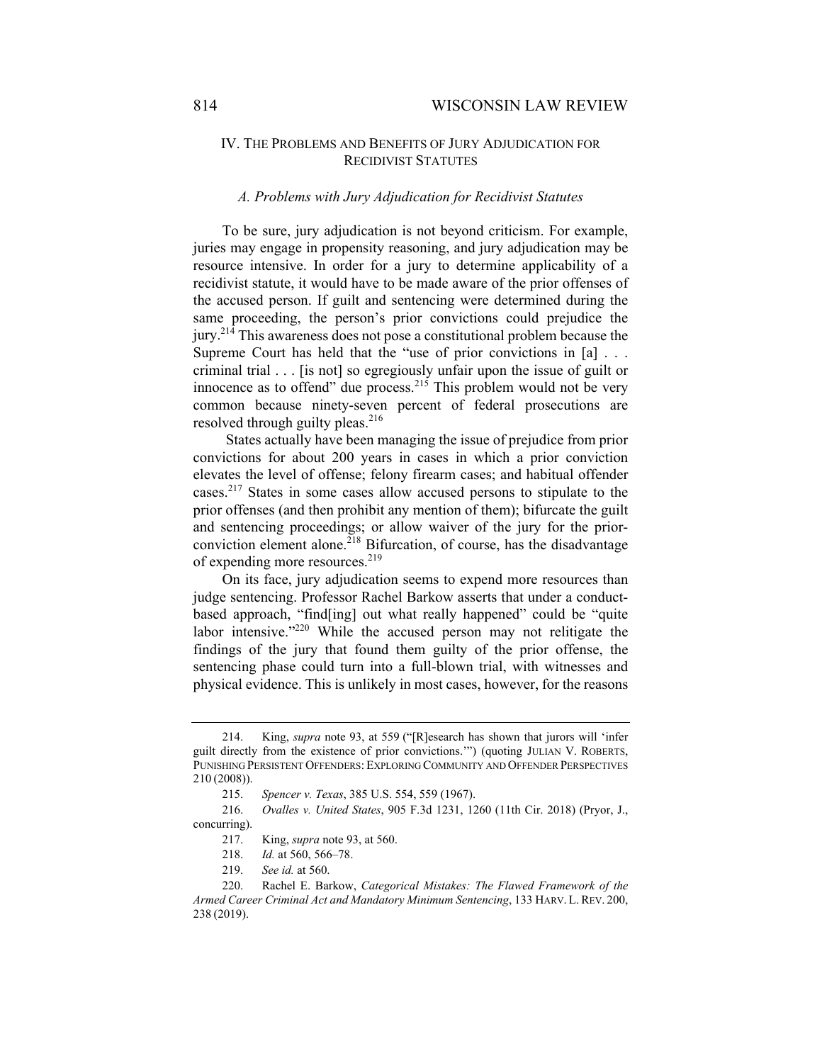## IV. THE PROBLEMS AND BENEFITS OF JURY ADJUDICATION FOR RECIDIVIST STATUTES

### *A. Problems with Jury Adjudication for Recidivist Statutes*

To be sure, jury adjudication is not beyond criticism. For example, juries may engage in propensity reasoning, and jury adjudication may be resource intensive. In order for a jury to determine applicability of a recidivist statute, it would have to be made aware of the prior offenses of the accused person. If guilt and sentencing were determined during the same proceeding, the person's prior convictions could prejudice the jury.[214] This awareness does not pose a constitutional problem because the Supreme Court has held that the "use of prior convictions in [a] . . . criminal trial . . . [is not] so egregiously unfair upon the issue of guilt or innocence as to offend" due process.[215] This problem would not be very common because ninety-seven percent of federal prosecutions are resolved through guilty pleas.[216]

States actually have been managing the issue of prejudice from prior convictions for about 200 years in cases in which a prior conviction elevates the level of offense; felony firearm cases; and habitual offender cases.[217] States in some cases allow accused persons to stipulate to the prior offenses (and then prohibit any mention of them); bifurcate the guilt and sentencing proceedings; or allow waiver of the jury for the prior-conviction element alone.[218] Bifurcation, of course, has the disadvantage of expending more resources.[219]

On its face, jury adjudication seems to expend more resources than judge sentencing. Professor Rachel Barkow asserts that under a conduct-based approach, "find[ing] out what really happened" could be "quite labor intensive."[220] While the accused person may not relitigate the findings of the jury that found them guilty of the prior offense, the sentencing phase could turn into a full-blown trial, with witnesses and physical evidence. This is unlikely in most cases, however, for the reasons

---

214. King, *supra* note 93, at 559 ("[R]esearch has shown that jurors will 'infer guilt directly from the existence of prior convictions.'") (quoting JULIAN V. ROBERTS, PUNISHING PERSISTENT OFFENDERS: EXPLORING COMMUNITY AND OFFENDER PERSPECTIVES 210 (2008)).

215. *Spencer v. Texas*, 385 U.S. 554, 559 (1967).

216. *Ovalles v. United States*, 905 F.3d 1231, 1260 (11th Cir. 2018) (Pryor, J., concurring).

217. King, *supra* note 93, at 560.

218. *Id.* at 560, 566–78.

219. *See id.* at 560.

220. Rachel E. Barkow, *Categorical Mistakes: The Flawed Framework of the Armed Career Criminal Act and Mandatory Minimum Sentencing*, 133 HARV. L. REV. 200, 238 (2019).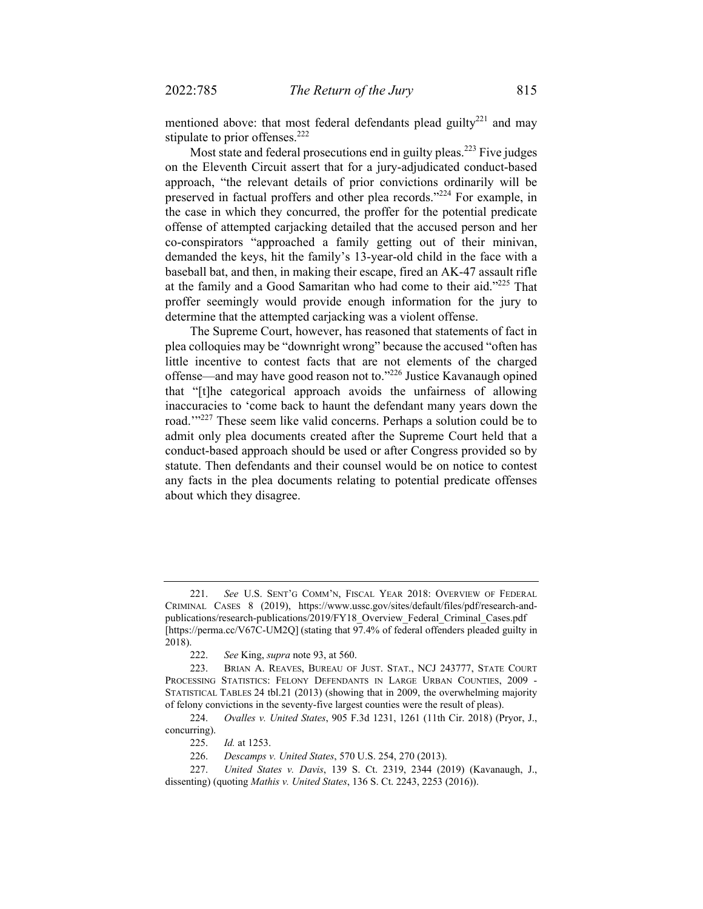mentioned above: that most federal defendants plead guilty[221] and may stipulate to prior offenses.[222]

Most state and federal prosecutions end in guilty pleas.[223] Five judges on the Eleventh Circuit assert that for a jury-adjudicated conduct-based approach, "the relevant details of prior convictions ordinarily will be preserved in factual proffers and other plea records."[224] For example, in the case in which they concurred, the proffer for the potential predicate offense of attempted carjacking detailed that the accused person and her co-conspirators "approached a family getting out of their minivan, demanded the keys, hit the family's 13-year-old child in the face with a baseball bat, and then, in making their escape, fired an AK-47 assault rifle at the family and a Good Samaritan who had come to their aid."[225] That proffer seemingly would provide enough information for the jury to determine that the attempted carjacking was a violent offense.

The Supreme Court, however, has reasoned that statements of fact in plea colloquies may be "downright wrong" because the accused "often has little incentive to contest facts that are not elements of the charged offense—and may have good reason not to."[226] Justice Kavanaugh opined that "[t]he categorical approach avoids the unfairness of allowing inaccuracies to 'come back to haunt the defendant many years down the road.'"[227] These seem like valid concerns. Perhaps a solution could be to admit only plea documents created after the Supreme Court held that a conduct-based approach should be used or after Congress provided so by statute. Then defendants and their counsel would be on notice to contest any facts in the plea documents relating to potential predicate offenses about which they disagree.

---

221. *See* U.S. SENT'G COMM'N, FISCAL YEAR 2018: OVERVIEW OF FEDERAL CRIMINAL CASES 8 (2019), https://www.ussc.gov/sites/default/files/pdf/research-and-publications/research-publications/2019/FY18_Overview_Federal_Criminal_Cases.pdf [https://perma.cc/V67C-UM2Q] (stating that 97.4% of federal offenders pleaded guilty in 2018).

222. *See* King, *supra* note 93, at 560.

223. BRIAN A. REAVES, BUREAU OF JUST. STAT., NCJ 243777, STATE COURT PROCESSING STATISTICS: FELONY DEFENDANTS IN LARGE URBAN COUNTIES, 2009 - STATISTICAL TABLES 24 tbl.21 (2013) (showing that in 2009, the overwhelming majority of felony convictions in the seventy-five largest counties were the result of pleas).

224. *Ovalles v. United States*, 905 F.3d 1231, 1261 (11th Cir. 2018) (Pryor, J., concurring).

225. *Id.* at 1253.

226. *Descamps v. United States*, 570 U.S. 254, 270 (2013).

227. *United States v. Davis*, 139 S. Ct. 2319, 2344 (2019) (Kavanaugh, J., dissenting) (quoting *Mathis v. United States*, 136 S. Ct. 2243, 2253 (2016)).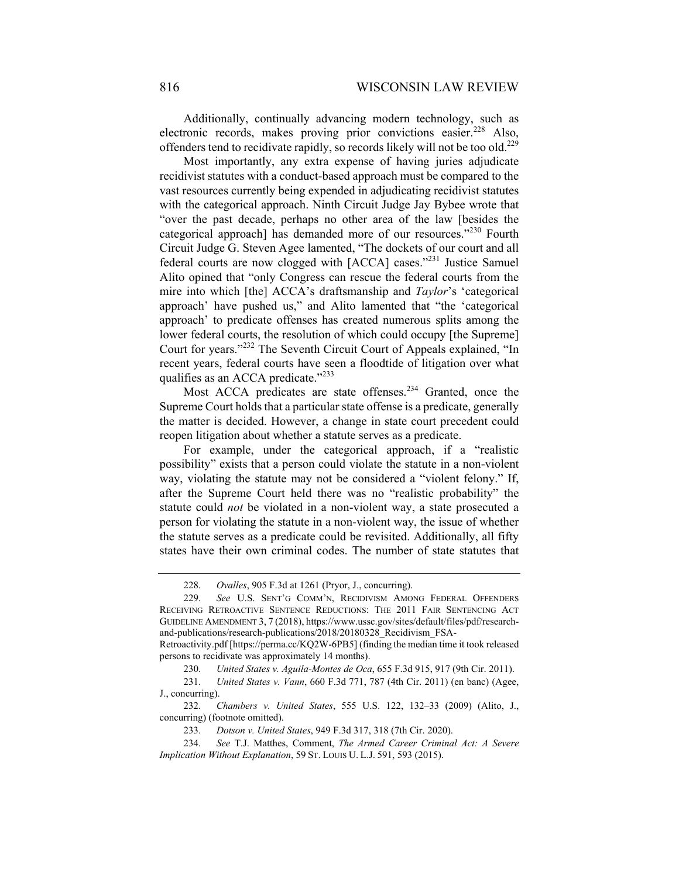Additionally, continually advancing modern technology, such as electronic records, makes proving prior convictions easier.[228] Also, offenders tend to recidivate rapidly, so records likely will not be too old.[229]

Most importantly, any extra expense of having juries adjudicate recidivist statutes with a conduct-based approach must be compared to the vast resources currently being expended in adjudicating recidivist statutes with the categorical approach. Ninth Circuit Judge Jay Bybee wrote that "over the past decade, perhaps no other area of the law [besides the categorical approach] has demanded more of our resources."[230] Fourth Circuit Judge G. Steven Agee lamented, "The dockets of our court and all federal courts are now clogged with [ACCA] cases."[231] Justice Samuel Alito opined that "only Congress can rescue the federal courts from the mire into which [the] ACCA's draftsmanship and *Taylor*'s 'categorical approach' have pushed us," and Alito lamented that "the 'categorical approach' to predicate offenses has created numerous splits among the lower federal courts, the resolution of which could occupy [the Supreme] Court for years."[232] The Seventh Circuit Court of Appeals explained, "In recent years, federal courts have seen a floodtide of litigation over what qualifies as an ACCA predicate."[233]

Most ACCA predicates are state offenses.[234] Granted, once the Supreme Court holds that a particular state offense is a predicate, generally the matter is decided. However, a change in state court precedent could reopen litigation about whether a statute serves as a predicate.

For example, under the categorical approach, if a "realistic possibility" exists that a person could violate the statute in a non-violent way, violating the statute may not be considered a "violent felony." If, after the Supreme Court held there was no "realistic probability" the statute could *not* be violated in a non-violent way, a state prosecuted a person for violating the statute in a non-violent way, the issue of whether the statute serves as a predicate could be revisited. Additionally, all fifty states have their own criminal codes. The number of state statutes that

---

228. *Ovalles*, 905 F.3d at 1261 (Pryor, J., concurring).

229. *See* U.S. SENT'G COMM'N, RECIDIVISM AMONG FEDERAL OFFENDERS RECEIVING RETROACTIVE SENTENCE REDUCTIONS: THE 2011 FAIR SENTENCING ACT GUIDELINE AMENDMENT 3, 7 (2018), https://www.ussc.gov/sites/default/files/pdf/research-and-publications/research-publications/2018/20180328_Recidivism_FSA-Retroactivity.pdf [https://perma.cc/KQ2W-6PB5] (finding the median time it took released persons to recidivate was approximately 14 months).

230. *United States v. Aguila-Montes de Oca*, 655 F.3d 915, 917 (9th Cir. 2011).

231. *United States v. Vann*, 660 F.3d 771, 787 (4th Cir. 2011) (en banc) (Agee, J., concurring).

232. *Chambers v. United States*, 555 U.S. 122, 132–33 (2009) (Alito, J., concurring) (footnote omitted).

233. *Dotson v. United States*, 949 F.3d 317, 318 (7th Cir. 2020).

234. *See* T.J. Matthes, Comment, *The Armed Career Criminal Act: A Severe Implication Without Explanation*, 59 ST. LOUIS U. L.J. 591, 593 (2015).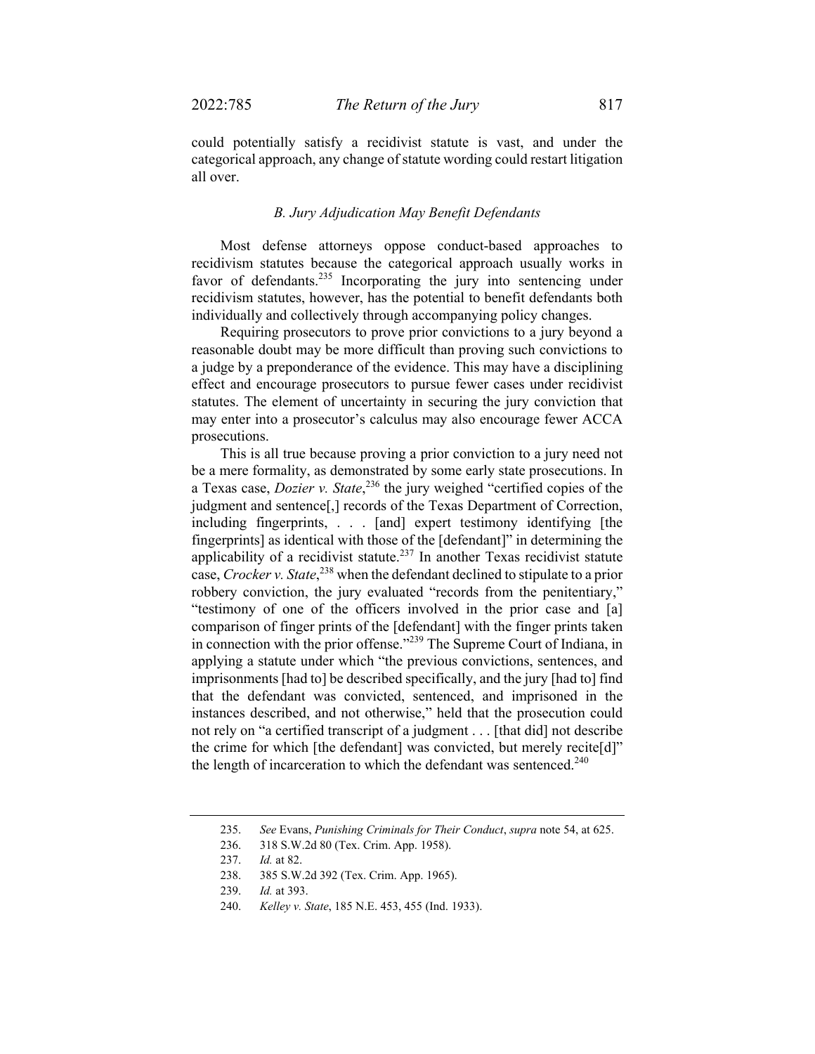could potentially satisfy a recidivist statute is vast, and under the categorical approach, any change of statute wording could restart litigation all over.

### *B. Jury Adjudication May Benefit Defendants*

Most defense attorneys oppose conduct-based approaches to recidivism statutes because the categorical approach usually works in favor of defendants.[235] Incorporating the jury into sentencing under recidivism statutes, however, has the potential to benefit defendants both individually and collectively through accompanying policy changes.

Requiring prosecutors to prove prior convictions to a jury beyond a reasonable doubt may be more difficult than proving such convictions to a judge by a preponderance of the evidence. This may have a disciplining effect and encourage prosecutors to pursue fewer cases under recidivist statutes. The element of uncertainty in securing the jury conviction that may enter into a prosecutor's calculus may also encourage fewer ACCA prosecutions.

This is all true because proving a prior conviction to a jury need not be a mere formality, as demonstrated by some early state prosecutions. In a Texas case, *Dozier v. State*,[236] the jury weighed "certified copies of the judgment and sentence[,] records of the Texas Department of Correction, including fingerprints, . . . [and] expert testimony identifying [the fingerprints] as identical with those of the [defendant]" in determining the applicability of a recidivist statute.[237] In another Texas recidivist statute case, *Crocker v. State*,[238] when the defendant declined to stipulate to a prior robbery conviction, the jury evaluated "records from the penitentiary," "testimony of one of the officers involved in the prior case and [a] comparison of finger prints of the [defendant] with the finger prints taken in connection with the prior offense."[239] The Supreme Court of Indiana, in applying a statute under which "the previous convictions, sentences, and imprisonments [had to] be described specifically, and the jury [had to] find that the defendant was convicted, sentenced, and imprisoned in the instances described, and not otherwise," held that the prosecution could not rely on "a certified transcript of a judgment . . . [that did] not describe the crime for which [the defendant] was convicted, but merely recite[d]" the length of incarceration to which the defendant was sentenced.[240]

---

235. *See* Evans, *Punishing Criminals for Their Conduct*, *supra* note 54, at 625.

236. 318 S.W.2d 80 (Tex. Crim. App. 1958).

237. *Id.* at 82.

238. 385 S.W.2d 392 (Tex. Crim. App. 1965).

239. *Id.* at 393.

240. *Kelley v. State*, 185 N.E. 453, 455 (Ind. 1933).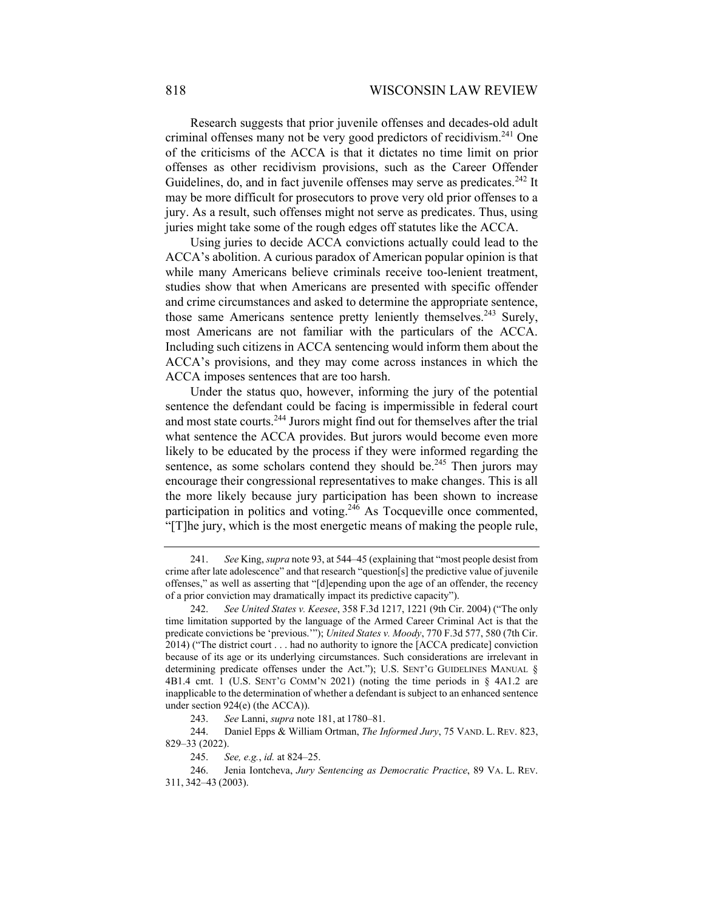Research suggests that prior juvenile offenses and decades-old adult criminal offenses many not be very good predictors of recidivism.[241] One of the criticisms of the ACCA is that it dictates no time limit on prior offenses as other recidivism provisions, such as the Career Offender Guidelines, do, and in fact juvenile offenses may serve as predicates.[242] It may be more difficult for prosecutors to prove very old prior offenses to a jury. As a result, such offenses might not serve as predicates. Thus, using juries might take some of the rough edges off statutes like the ACCA.

Using juries to decide ACCA convictions actually could lead to the ACCA's abolition. A curious paradox of American popular opinion is that while many Americans believe criminals receive too-lenient treatment, studies show that when Americans are presented with specific offender and crime circumstances and asked to determine the appropriate sentence, those same Americans sentence pretty leniently themselves.[243] Surely, most Americans are not familiar with the particulars of the ACCA. Including such citizens in ACCA sentencing would inform them about the ACCA's provisions, and they may come across instances in which the ACCA imposes sentences that are too harsh.

Under the status quo, however, informing the jury of the potential sentence the defendant could be facing is impermissible in federal court and most state courts.[244] Jurors might find out for themselves after the trial what sentence the ACCA provides. But jurors would become even more likely to be educated by the process if they were informed regarding the sentence, as some scholars contend they should be.[245] Then jurors may encourage their congressional representatives to make changes. This is all the more likely because jury participation has been shown to increase participation in politics and voting.[246] As Tocqueville once commented, "[T]he jury, which is the most energetic means of making the people rule,

---

241. *See* King, *supra* note 93, at 544–45 (explaining that "most people desist from crime after late adolescence" and that research "question[s] the predictive value of juvenile offenses," as well as asserting that "[d]epending upon the age of an offender, the recency of a prior conviction may dramatically impact its predictive capacity").

242. *See United States v. Keesee*, 358 F.3d 1217, 1221 (9th Cir. 2004) ("The only time limitation supported by the language of the Armed Career Criminal Act is that the predicate convictions be 'previous.'"); *United States v. Moody*, 770 F.3d 577, 580 (7th Cir. 2014) ("The district court . . . had no authority to ignore the [ACCA predicate] conviction because of its age or its underlying circumstances. Such considerations are irrelevant in determining predicate offenses under the Act."); U.S. SENT'G GUIDELINES MANUAL § 4B1.4 cmt. 1 (U.S. SENT'G COMM'N 2021) (noting the time periods in § 4A1.2 are inapplicable to the determination of whether a defendant is subject to an enhanced sentence under section 924(e) (the ACCA)).

243. *See* Lanni, *supra* note 181, at 1780–81.

244. Daniel Epps & William Ortman, *The Informed Jury*, 75 VAND. L. REV. 823, 829–33 (2022).

245. *See, e.g.*, *id.* at 824–25.

246. Jenia Iontcheva, *Jury Sentencing as Democratic Practice*, 89 VA. L. REV. 311, 342–43 (2003).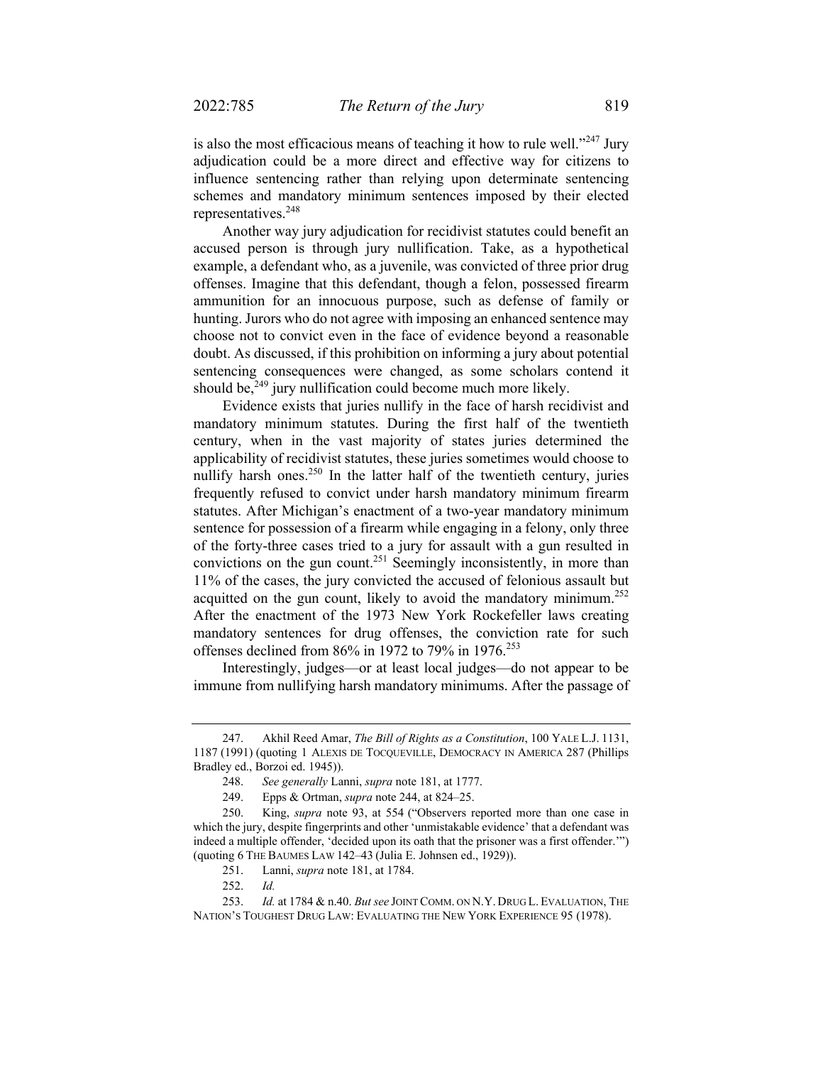is also the most efficacious means of teaching it how to rule well."[247] Jury adjudication could be a more direct and effective way for citizens to influence sentencing rather than relying upon determinate sentencing schemes and mandatory minimum sentences imposed by their elected representatives.[248]

Another way jury adjudication for recidivist statutes could benefit an accused person is through jury nullification. Take, as a hypothetical example, a defendant who, as a juvenile, was convicted of three prior drug offenses. Imagine that this defendant, though a felon, possessed firearm ammunition for an innocuous purpose, such as defense of family or hunting. Jurors who do not agree with imposing an enhanced sentence may choose not to convict even in the face of evidence beyond a reasonable doubt. As discussed, if this prohibition on informing a jury about potential sentencing consequences were changed, as some scholars contend it should be,[249] jury nullification could become much more likely.

Evidence exists that juries nullify in the face of harsh recidivist and mandatory minimum statutes. During the first half of the twentieth century, when in the vast majority of states juries determined the applicability of recidivist statutes, these juries sometimes would choose to nullify harsh ones.[250] In the latter half of the twentieth century, juries frequently refused to convict under harsh mandatory minimum firearm statutes. After Michigan's enactment of a two-year mandatory minimum sentence for possession of a firearm while engaging in a felony, only three of the forty-three cases tried to a jury for assault with a gun resulted in convictions on the gun count.[251] Seemingly inconsistently, in more than 11% of the cases, the jury convicted the accused of felonious assault but acquitted on the gun count, likely to avoid the mandatory minimum.[252] After the enactment of the 1973 New York Rockefeller laws creating mandatory sentences for drug offenses, the conviction rate for such offenses declined from 86% in 1972 to 79% in 1976.[253]

Interestingly, judges—or at least local judges—do not appear to be immune from nullifying harsh mandatory minimums. After the passage of

---

247. Akhil Reed Amar, *The Bill of Rights as a Constitution*, 100 YALE L.J. 1131, 1187 (1991) (quoting 1 ALEXIS DE TOCQUEVILLE, DEMOCRACY IN AMERICA 287 (Phillips Bradley ed., Borzoi ed. 1945)).

248. *See generally* Lanni, *supra* note 181, at 1777.

249. Epps & Ortman, *supra* note 244, at 824–25.

250. King, *supra* note 93, at 554 ("Observers reported more than one case in which the jury, despite fingerprints and other 'unmistakable evidence' that a defendant was indeed a multiple offender, 'decided upon its oath that the prisoner was a first offender.'") (quoting 6 THE BAUMES LAW 142–43 (Julia E. Johnsen ed., 1929)).

251. Lanni, *supra* note 181, at 1784.

252. *Id.*

253. *Id.* at 1784 & n.40. *But see* JOINT COMM. ON N.Y. DRUG L. EVALUATION, THE NATION'S TOUGHEST DRUG LAW: EVALUATING THE NEW YORK EXPERIENCE 95 (1978).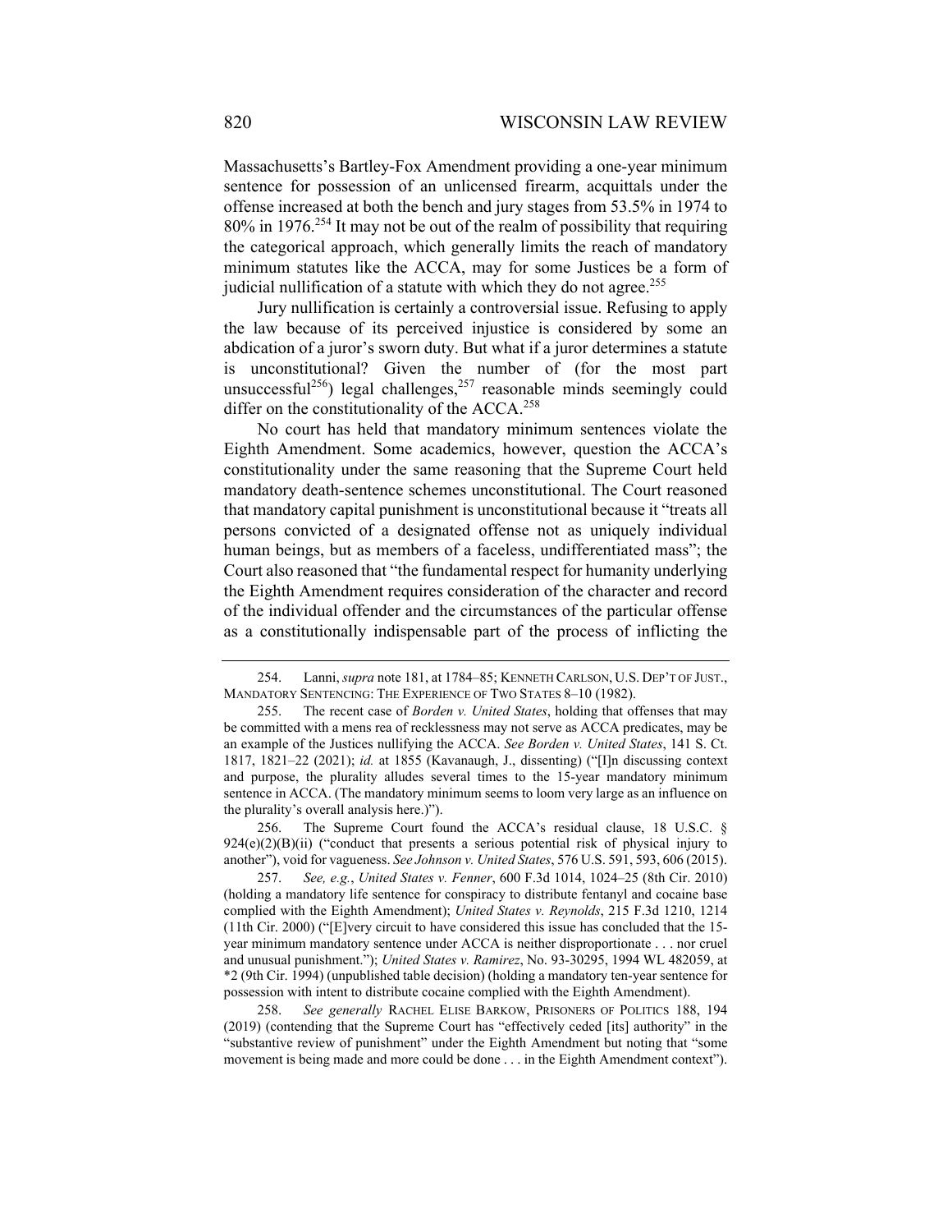Massachusetts's Bartley-Fox Amendment providing a one-year minimum sentence for possession of an unlicensed firearm, acquittals under the offense increased at both the bench and jury stages from 53.5% in 1974 to 80% in 1976.[254] It may not be out of the realm of possibility that requiring the categorical approach, which generally limits the reach of mandatory minimum statutes like the ACCA, may for some Justices be a form of judicial nullification of a statute with which they do not agree.[255]

Jury nullification is certainly a controversial issue. Refusing to apply the law because of its perceived injustice is considered by some an abdication of a juror's sworn duty. But what if a juror determines a statute is unconstitutional? Given the number of (for the most part unsuccessful[256]) legal challenges,[257] reasonable minds seemingly could differ on the constitutionality of the ACCA.[258]

No court has held that mandatory minimum sentences violate the Eighth Amendment. Some academics, however, question the ACCA's constitutionality under the same reasoning that the Supreme Court held mandatory death-sentence schemes unconstitutional. The Court reasoned that mandatory capital punishment is unconstitutional because it "treats all persons convicted of a designated offense not as uniquely individual human beings, but as members of a faceless, undifferentiated mass"; the Court also reasoned that "the fundamental respect for humanity underlying the Eighth Amendment requires consideration of the character and record of the individual offender and the circumstances of the particular offense as a constitutionally indispensable part of the process of inflicting the

---

254. Lanni, *supra* note 181, at 1784–85; KENNETH CARLSON, U.S. DEP'T OF JUST., MANDATORY SENTENCING: THE EXPERIENCE OF TWO STATES 8–10 (1982).

255. The recent case of *Borden v. United States*, holding that offenses that may be committed with a mens rea of recklessness may not serve as ACCA predicates, may be an example of the Justices nullifying the ACCA. *See Borden v. United States*, 141 S. Ct. 1817, 1821–22 (2021); *id.* at 1855 (Kavanaugh, J., dissenting) ("[I]n discussing context and purpose, the plurality alludes several times to the 15-year mandatory minimum sentence in ACCA. (The mandatory minimum seems to loom very large as an influence on the plurality's overall analysis here.)").

256. The Supreme Court found the ACCA's residual clause, 18 U.S.C. § 924(e)(2)(B)(ii) ("conduct that presents a serious potential risk of physical injury to another"), void for vagueness. *See Johnson v. United States*, 576 U.S. 591, 593, 606 (2015).

257. *See, e.g.*, *United States v. Fenner*, 600 F.3d 1014, 1024–25 (8th Cir. 2010) (holding a mandatory life sentence for conspiracy to distribute fentanyl and cocaine base complied with the Eighth Amendment); *United States v. Reynolds*, 215 F.3d 1210, 1214 (11th Cir. 2000) ("[E]very circuit to have considered this issue has concluded that the 15-year minimum mandatory sentence under ACCA is neither disproportionate . . . nor cruel and unusual punishment."); *United States v. Ramirez*, No. 93-30295, 1994 WL 482059, at *2 (9th Cir. 1994) (unpublished table decision) (holding a mandatory ten-year sentence for possession with intent to distribute cocaine complied with the Eighth Amendment).

258. *See generally* RACHEL ELISE BARKOW, PRISONERS OF POLITICS 188, 194 (2019) (contending that the Supreme Court has "effectively ceded [its] authority" in the "substantive review of punishment" under the Eighth Amendment but noting that "some movement is being made and more could be done . . . in the Eighth Amendment context").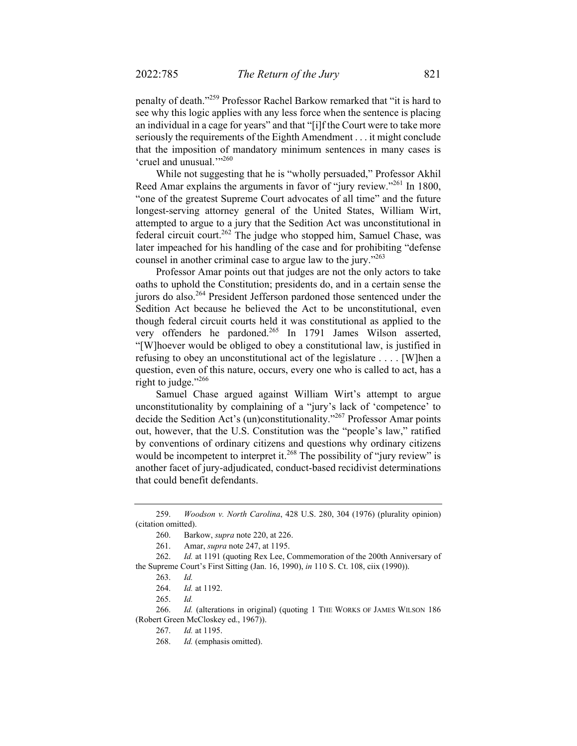penalty of death."[259] Professor Rachel Barkow remarked that "it is hard to see why this logic applies with any less force when the sentence is placing an individual in a cage for years" and that "[i]f the Court were to take more seriously the requirements of the Eighth Amendment . . . it might conclude that the imposition of mandatory minimum sentences in many cases is 'cruel and unusual.'"[260]

While not suggesting that he is "wholly persuaded," Professor Akhil Reed Amar explains the arguments in favor of "jury review."[261] In 1800, "one of the greatest Supreme Court advocates of all time" and the future longest-serving attorney general of the United States, William Wirt, attempted to argue to a jury that the Sedition Act was unconstitutional in federal circuit court.[262] The judge who stopped him, Samuel Chase, was later impeached for his handling of the case and for prohibiting "defense counsel in another criminal case to argue law to the jury."[263]

Professor Amar points out that judges are not the only actors to take oaths to uphold the Constitution; presidents do, and in a certain sense the jurors do also.[264] President Jefferson pardoned those sentenced under the Sedition Act because he believed the Act to be unconstitutional, even though federal circuit courts held it was constitutional as applied to the very offenders he pardoned.[265] In 1791 James Wilson asserted, "[W]hoever would be obliged to obey a constitutional law, is justified in refusing to obey an unconstitutional act of the legislature . . . . [W]hen a question, even of this nature, occurs, every one who is called to act, has a right to judge."[266]

Samuel Chase argued against William Wirt's attempt to argue unconstitutionality by complaining of a "jury's lack of 'competence' to decide the Sedition Act's (un)constitutionality."[267] Professor Amar points out, however, that the U.S. Constitution was the "people's law," ratified by conventions of ordinary citizens and questions why ordinary citizens would be incompetent to interpret it.[268] The possibility of "jury review" is another facet of jury-adjudicated, conduct-based recidivist determinations that could benefit defendants.

---

259. *Woodson v. North Carolina*, 428 U.S. 280, 304 (1976) (plurality opinion) (citation omitted).

260. Barkow, *supra* note 220, at 226.

261. Amar, *supra* note 247, at 1195.

262. *Id.* at 1191 (quoting Rex Lee, Commemoration of the 200th Anniversary of the Supreme Court's First Sitting (Jan. 16, 1990), *in* 110 S. Ct. 108, ciix (1990)).

263. *Id.*

264. *Id.* at 1192.

265. *Id.*

266. *Id.* (alterations in original) (quoting 1 THE WORKS OF JAMES WILSON 186 (Robert Green McCloskey ed., 1967)).

267. *Id.* at 1195.

268. *Id.* (emphasis omitted).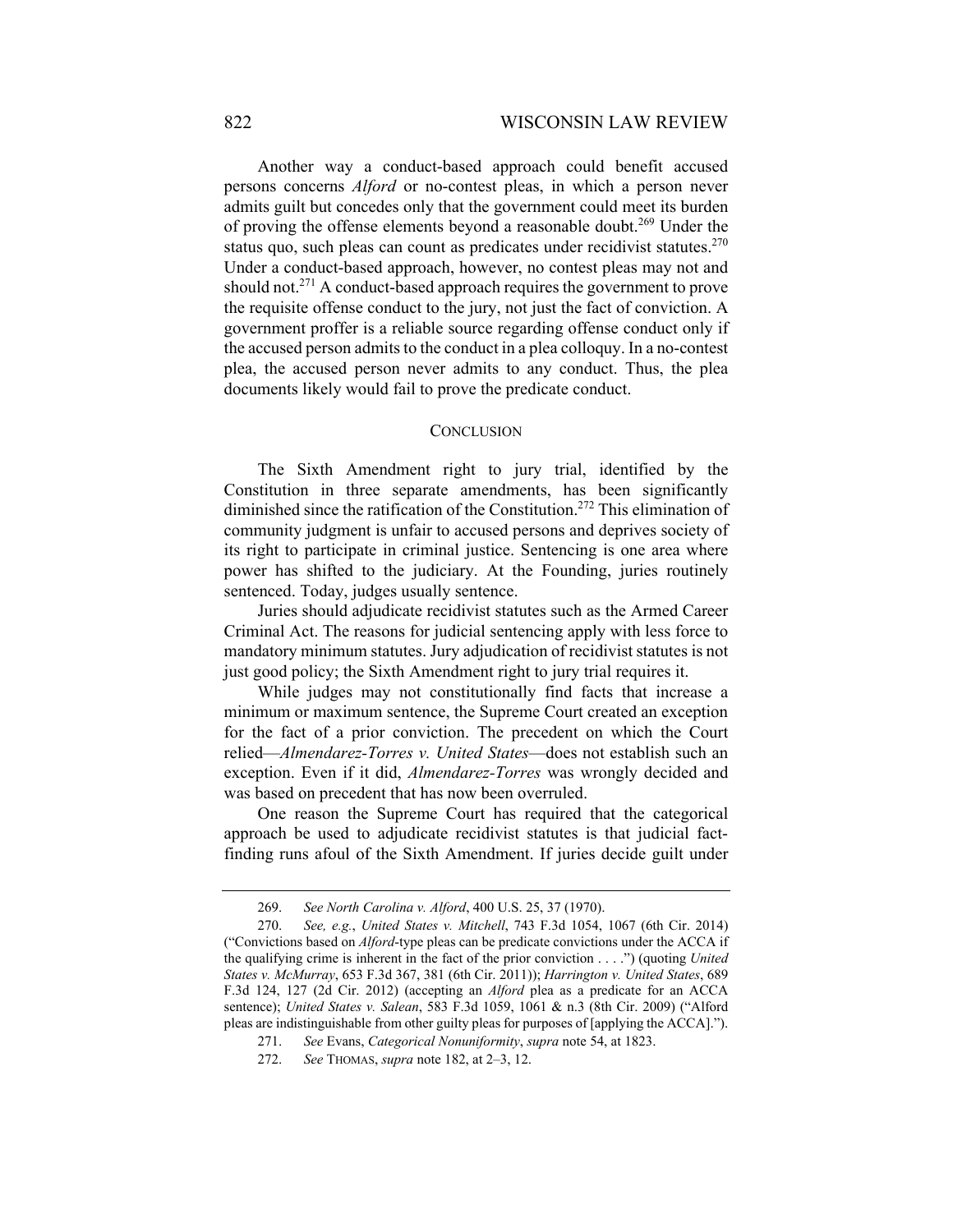Another way a conduct-based approach could benefit accused persons concerns *Alford* or no-contest pleas, in which a person never admits guilt but concedes only that the government could meet its burden of proving the offense elements beyond a reasonable doubt.[269] Under the status quo, such pleas can count as predicates under recidivist statutes.[270] Under a conduct-based approach, however, no contest pleas may not and should not.[271] A conduct-based approach requires the government to prove the requisite offense conduct to the jury, not just the fact of conviction. A government proffer is a reliable source regarding offense conduct only if the accused person admits to the conduct in a plea colloquy. In a no-contest plea, the accused person never admits to any conduct. Thus, the plea documents likely would fail to prove the predicate conduct.

## CONCLUSION

The Sixth Amendment right to jury trial, identified by the Constitution in three separate amendments, has been significantly diminished since the ratification of the Constitution.[272] This elimination of community judgment is unfair to accused persons and deprives society of its right to participate in criminal justice. Sentencing is one area where power has shifted to the judiciary. At the Founding, juries routinely sentenced. Today, judges usually sentence.

Juries should adjudicate recidivist statutes such as the Armed Career Criminal Act. The reasons for judicial sentencing apply with less force to mandatory minimum statutes. Jury adjudication of recidivist statutes is not just good policy; the Sixth Amendment right to jury trial requires it.

While judges may not constitutionally find facts that increase a minimum or maximum sentence, the Supreme Court created an exception for the fact of a prior conviction. The precedent on which the Court relied—*Almendarez-Torres v. United States*—does not establish such an exception. Even if it did, *Almendarez-Torres* was wrongly decided and was based on precedent that has now been overruled.

One reason the Supreme Court has required that the categorical approach be used to adjudicate recidivist statutes is that judicial fact-finding runs afoul of the Sixth Amendment. If juries decide guilt under

---

269. *See North Carolina v. Alford*, 400 U.S. 25, 37 (1970).

270. *See, e.g.*, *United States v. Mitchell*, 743 F.3d 1054, 1067 (6th Cir. 2014) ("Convictions based on *Alford*-type pleas can be predicate convictions under the ACCA if the qualifying crime is inherent in the fact of the prior conviction . . . .") (quoting *United States v. McMurray*, 653 F.3d 367, 381 (6th Cir. 2011)); *Harrington v. United States*, 689 F.3d 124, 127 (2d Cir. 2012) (accepting an *Alford* plea as a predicate for an ACCA sentence); *United States v. Salean*, 583 F.3d 1059, 1061 & n.3 (8th Cir. 2009) ("Alford pleas are indistinguishable from other guilty pleas for purposes of [applying the ACCA].").

271. *See* Evans, *Categorical Nonuniformity*, *supra* note 54, at 1823.

272. *See* THOMAS, *supra* note 182, at 2–3, 12.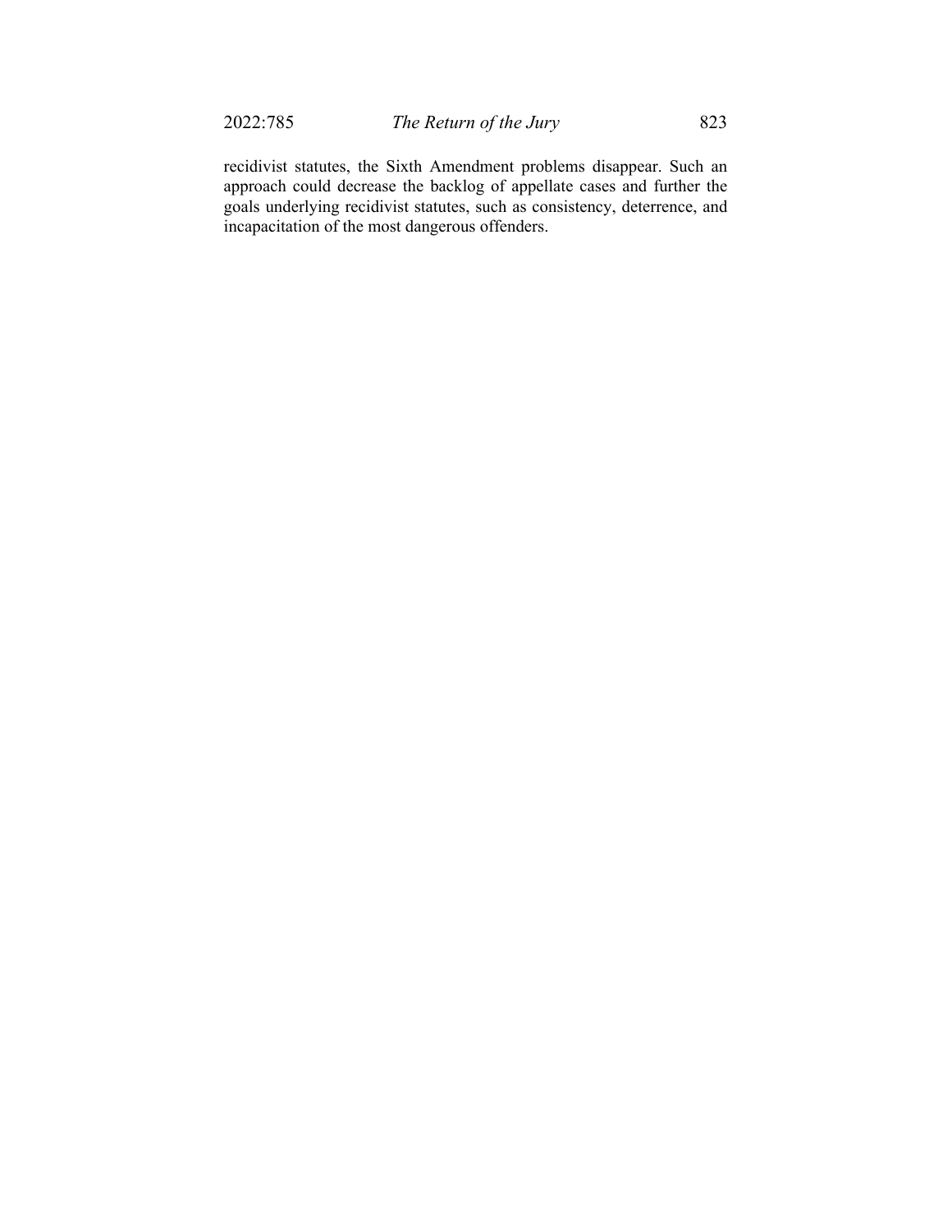recidivist statutes, the Sixth Amendment problems disappear. Such an approach could decrease the backlog of appellate cases and further the goals underlying recidivist statutes, such as consistency, deterrence, and incapacitation of the most dangerous offenders.